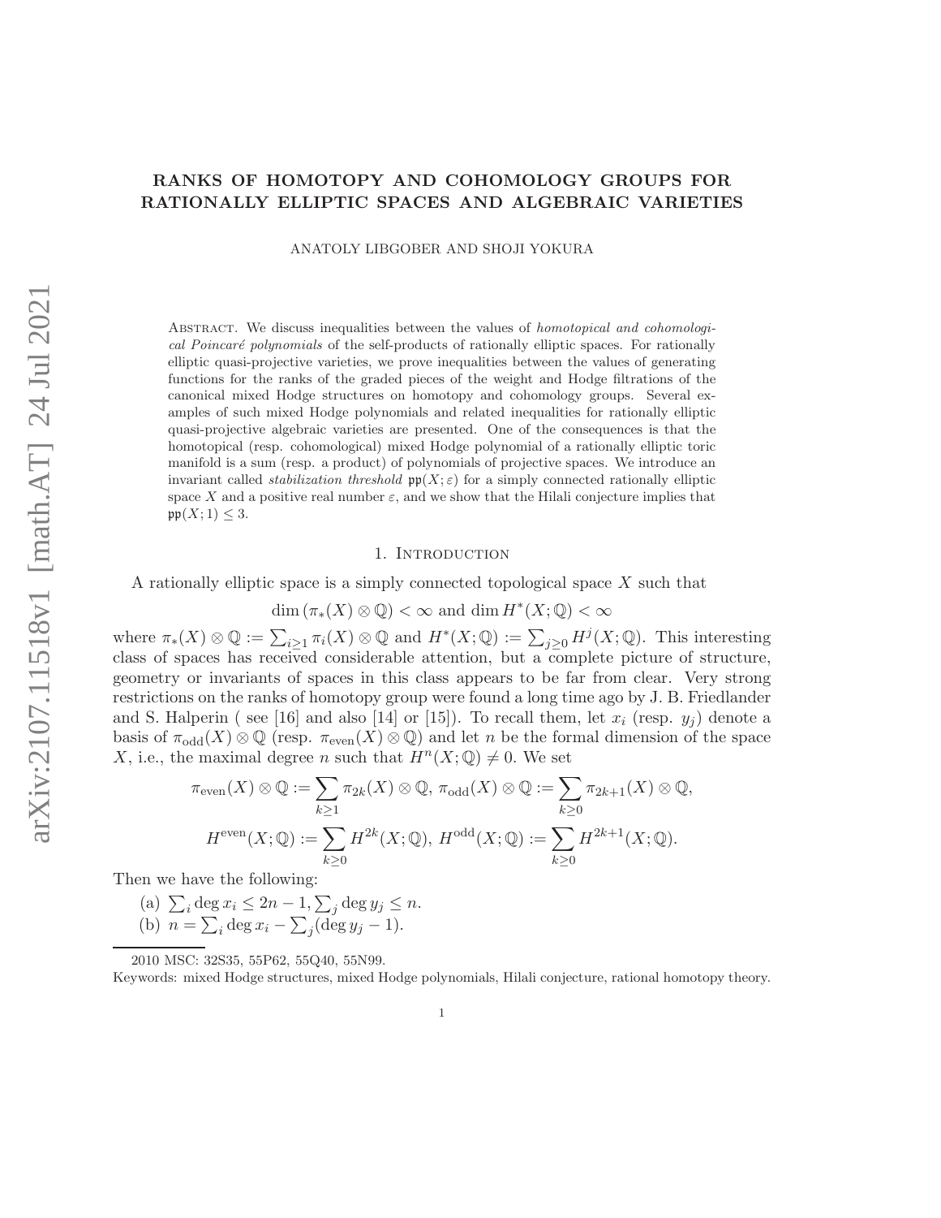# RANKS OF HOMOTOPY AND COHOMOLOGY GROUPS FOR RATIONALLY ELLIPTIC SPACES AND ALGEBRAIC VARIETIES

ANATOLY LIBGOBER AND SHOJI YOKURA

Abstract. We discuss inequalities between the values of *homotopical and cohomological Poincaré polynomials* of the self-products of rationally elliptic spaces. For rationally elliptic quasi-projective varieties, we prove inequalities between the values of generating functions for the ranks of the graded pieces of the weight and Hodge filtrations of the canonical mixed Hodge structures on homotopy and cohomology groups. Several examples of such mixed Hodge polynomials and related inequalities for rationally elliptic quasi-projective algebraic varieties are presented. One of the consequences is that the homotopical (resp. cohomological) mixed Hodge polynomial of a rationally elliptic toric manifold is a sum (resp. a product) of polynomials of projective spaces. We introduce an invariant called *stabilization threshold* $\mathfrak{pp}(X;\varepsilon)$ for a simply connected rationally elliptic space $X$ and a positive real number $\varepsilon$, and we show that the Hilali conjecture implies that $\mathfrak{pp}(X;1) \leq 3$.

## 1. Introduction

A rationally elliptic space is a simply connected topological space $X$ such that

$$\dim(\pi_*(X)\otimes\mathbb{Q}) < \infty \text{ and } \dim H^*(X;\mathbb{Q}) < \infty$$

where $\pi_*(X)\otimes\mathbb{Q} := \sum_{i\geq 1}\pi_i(X)\otimes\mathbb{Q}$ and $H^*(X;\mathbb{Q}) := \sum_{j\geq 0} H^j(X;\mathbb{Q})$. This interesting class of spaces has received considerable attention, but a complete picture of structure, geometry or invariants of spaces in this class appears to be far from clear. Very strong restrictions on the ranks of homotopy group were found a long time ago by J. B. Friedlander and S. Halperin ( see [16] and also [14] or [15]). To recall them, let $x_i$ (resp. $y_j$) denote a basis of $\pi_{\mathrm{odd}}(X)\otimes\mathbb{Q}$ (resp. $\pi_{\mathrm{even}}(X)\otimes\mathbb{Q}$) and let $n$ be the formal dimension of the space $X$, i.e., the maximal degree $n$ such that $H^n(X;\mathbb{Q}) \neq 0$. We set

$$\pi_{\mathrm{even}}(X)\otimes\mathbb{Q} := \sum_{k\geq 1}\pi_{2k}(X)\otimes\mathbb{Q},\ \pi_{\mathrm{odd}}(X)\otimes\mathbb{Q} := \sum_{k\geq 0}\pi_{2k+1}(X)\otimes\mathbb{Q},$$

$$H^{\mathrm{even}}(X;\mathbb{Q}) := \sum_{k\geq 0} H^{2k}(X;\mathbb{Q}),\ H^{\mathrm{odd}}(X;\mathbb{Q}) := \sum_{k\geq 0} H^{2k+1}(X;\mathbb{Q}).$$

Then we have the following:

(a) $\sum_i \deg x_i \leq 2n-1, \sum_j \deg y_j \leq n$.

(b) $n = \sum_i \deg x_i - \sum_j (\deg y_j - 1)$.

2010 MSC: 32S35, 55P62, 55Q40, 55N99.

Keywords: mixed Hodge structures, mixed Hodge polynomials, Hilali conjecture, rational homotopy theory.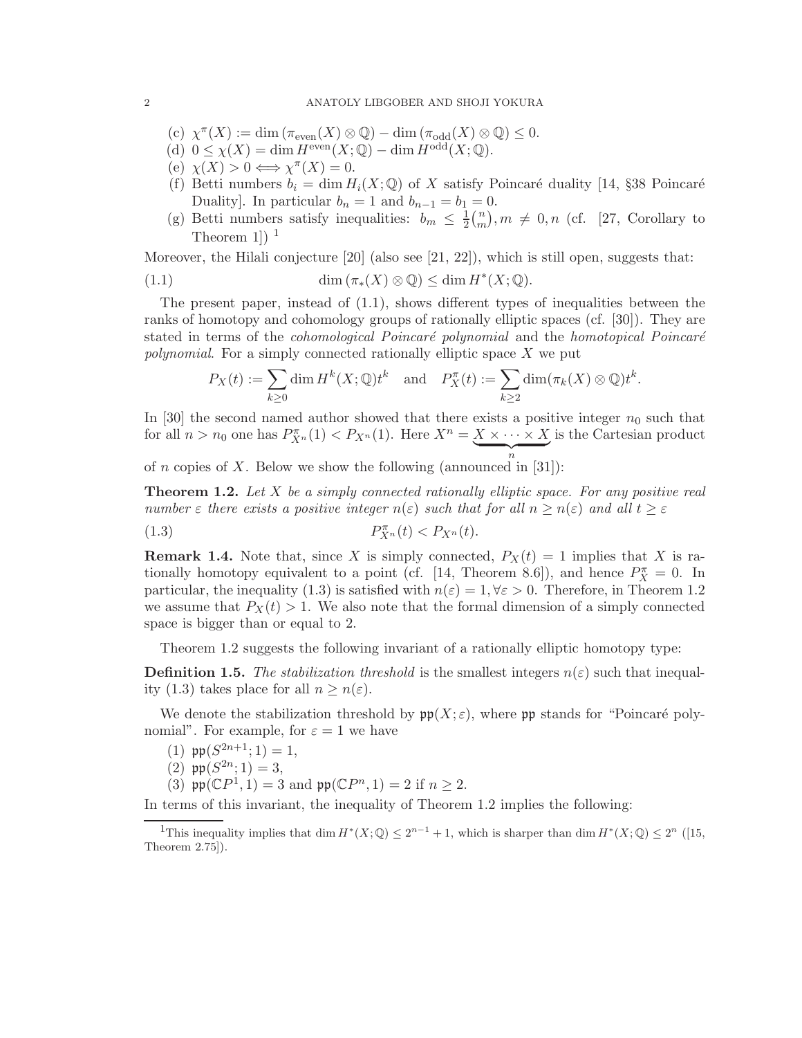(c) $\chi^\pi(X) := \dim(\pi_{\mathrm{even}}(X) \otimes \mathbb{Q}) - \dim(\pi_{\mathrm{odd}}(X) \otimes \mathbb{Q}) \leq 0$.

(d) $0 \leq \chi(X) = \dim H^{\mathrm{even}}(X;\mathbb{Q}) - \dim H^{\mathrm{odd}}(X;\mathbb{Q})$.

(e) $\chi(X) > 0 \Longleftrightarrow \chi^\pi(X) = 0$.

(f) Betti numbers $b_i = \dim H_i(X;\mathbb{Q})$ of $X$ satisfy Poincaré duality [14, §38 Poincaré Duality]. In particular $b_n = 1$ and $b_{n-1} = b_1 = 0$.

(g) Betti numbers satisfy inequalities: $b_m \leq \frac{1}{2}\binom{n}{m}, m \neq 0, n$ (cf. [27, Corollary to Theorem 1]) [1]

Moreover, the Hilali conjecture [20] (also see [21, 22]), which is still open, suggests that:

$$\dim(\pi_*(X) \otimes \mathbb{Q}) \leq \dim H^*(X;\mathbb{Q}). \tag{1.1}$$

The present paper, instead of (1.1), shows different types of inequalities between the ranks of homotopy and cohomology groups of rationally elliptic spaces (cf. [30]). They are stated in terms of the *cohomological Poincaré polynomial* and the *homotopical Poincaré polynomial*. For a simply connected rationally elliptic space $X$ we put

$$P_X(t) := \sum_{k \geq 0} \dim H^k(X;\mathbb{Q}) t^k \quad \text{and} \quad P_X^\pi(t) := \sum_{k \geq 2} \dim(\pi_k(X) \otimes \mathbb{Q}) t^k.$$

In [30] the second named author showed that there exists a positive integer $n_0$ such that for all $n > n_0$ one has $P_{X^n}^\pi(1) < P_{X^n}(1)$. Here $X^n = \underbrace{X \times \cdots \times X}_{n}$ is the Cartesian product of $n$ copies of $X$. Below we show the following (announced in [31]):

**Theorem 1.2.** *Let $X$ be a simply connected rationally elliptic space. For any positive real number $\varepsilon$ there exists a positive integer $n(\varepsilon)$ such that for all $n \geq n(\varepsilon)$ and all $t \geq \varepsilon$*

$$P_{X^n}^\pi(t) < P_{X^n}(t). \tag{1.3}$$

**Remark 1.4.** Note that, since $X$ is simply connected, $P_X(t) = 1$ implies that $X$ is rationally homotopy equivalent to a point (cf. [14, Theorem 8.6]), and hence $P_X^\pi = 0$. In particular, the inequality (1.3) is satisfied with $n(\varepsilon) = 1, \forall \varepsilon > 0$. Therefore, in Theorem 1.2 we assume that $P_X(t) > 1$. We also note that the formal dimension of a simply connected space is bigger than or equal to 2.

Theorem 1.2 suggests the following invariant of a rationally elliptic homotopy type:

**Definition 1.5.** *The stabilization threshold is the smallest integers $n(\varepsilon)$ such that inequality (1.3) takes place for all $n \geq n(\varepsilon)$.*

We denote the stabilization threshold by $\mathfrak{pp}(X;\varepsilon)$, where $\mathfrak{pp}$ stands for "Poincaré polynomial". For example, for $\varepsilon = 1$ we have

(1) $\mathfrak{pp}(S^{2n+1}; 1) = 1$,

(2) $\mathfrak{pp}(S^{2n}; 1) = 3$,

(3) $\mathfrak{pp}(\mathbb{C}P^1, 1) = 3$ and $\mathfrak{pp}(\mathbb{C}P^n, 1) = 2$ if $n \geq 2$.

In terms of this invariant, the inequality of Theorem 1.2 implies the following:

---

[1] This inequality implies that $\dim H^*(X;\mathbb{Q}) \leq 2^{n-1} + 1$, which is sharper than $\dim H^*(X;\mathbb{Q}) \leq 2^n$ ([15, Theorem 2.75]).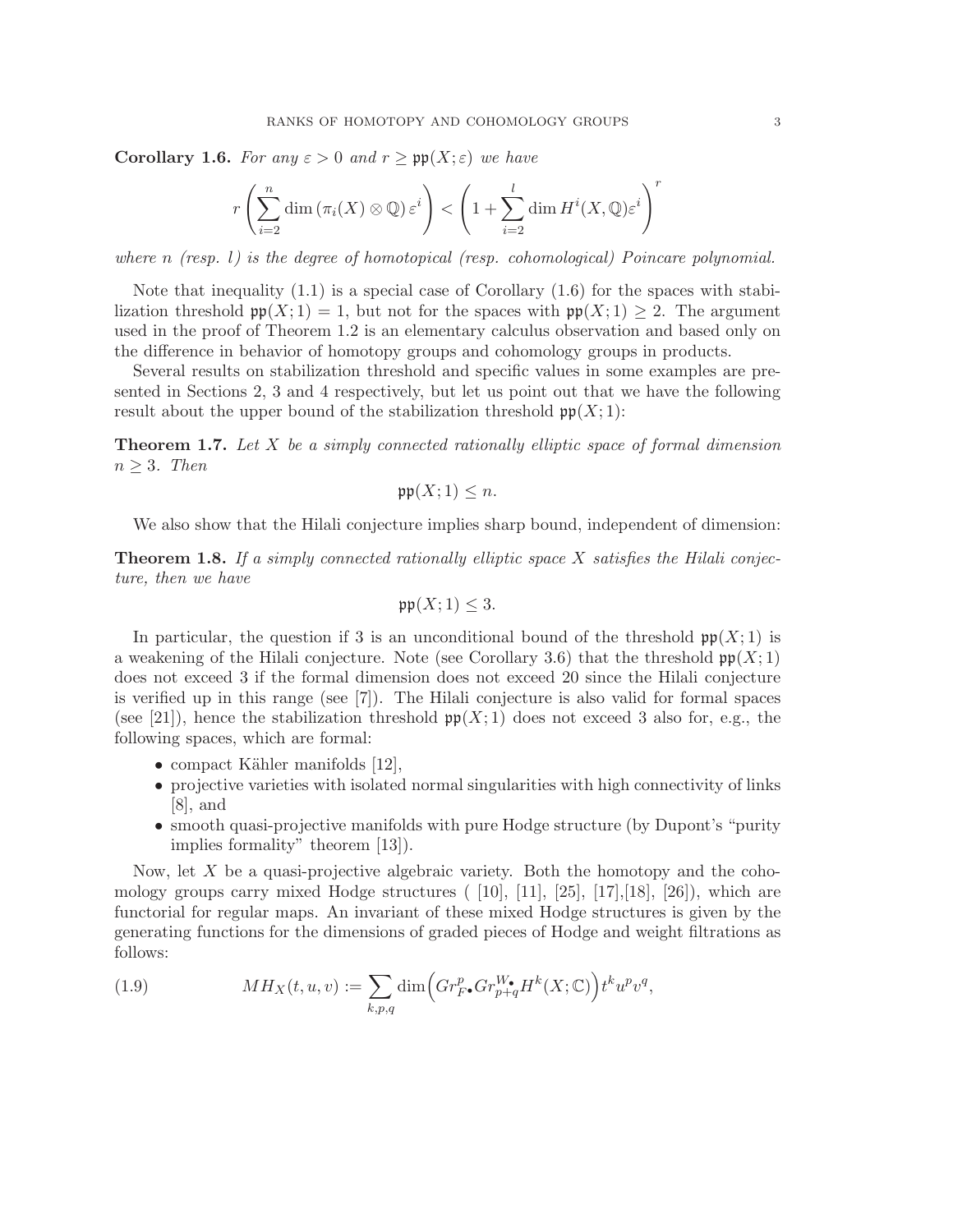**Corollary 1.6.** *For any $\varepsilon > 0$ and $r \geq \mathfrak{pp}(X;\varepsilon)$ we have*

$$r\left(\sum_{i=2}^{n} \dim\left(\pi_i(X)\otimes\mathbb{Q}\right)\varepsilon^i\right) < \left(1+\sum_{i=2}^{l}\dim H^i(X,\mathbb{Q})\varepsilon^i\right)^r$$

*where $n$ (resp. $l$) is the degree of homotopical (resp. cohomological) Poincare polynomial.*

Note that inequality (1.1) is a special case of Corollary (1.6) for the spaces with stabilization threshold $\mathfrak{pp}(X;1) = 1$, but not for the spaces with $\mathfrak{pp}(X;1) \geq 2$. The argument used in the proof of Theorem 1.2 is an elementary calculus observation and based only on the difference in behavior of homotopy groups and cohomology groups in products.

Several results on stabilization threshold and specific values in some examples are presented in Sections 2, 3 and 4 respectively, but let us point out that we have the following result about the upper bound of the stabilization threshold $\mathfrak{pp}(X;1)$:

**Theorem 1.7.** *Let $X$ be a simply connected rationally elliptic space of formal dimension $n \geq 3$. Then*

$$\mathfrak{pp}(X;1) \leq n.$$

We also show that the Hilali conjecture implies sharp bound, independent of dimension:

**Theorem 1.8.** *If a simply connected rationally elliptic space $X$ satisfies the Hilali conjecture, then we have*

$$\mathfrak{pp}(X;1) \leq 3.$$

In particular, the question if 3 is an unconditional bound of the threshold $\mathfrak{pp}(X;1)$ is a weakening of the Hilali conjecture. Note (see Corollary 3.6) that the threshold $\mathfrak{pp}(X;1)$ does not exceed 3 if the formal dimension does not exceed 20 since the Hilali conjecture is verified up in this range (see [7]). The Hilali conjecture is also valid for formal spaces (see [21]), hence the stabilization threshold $\mathfrak{pp}(X;1)$ does not exceed 3 also for, e.g., the following spaces, which are formal:

- compact Kähler manifolds [12],
- projective varieties with isolated normal singularities with high connectivity of links [8], and
- smooth quasi-projective manifolds with pure Hodge structure (by Dupont's "purity implies formality" theorem [13]).

Now, let $X$ be a quasi-projective algebraic variety. Both the homotopy and the cohomology groups carry mixed Hodge structures ( [10], [11], [25], [17],[18], [26]), which are functorial for regular maps. An invariant of these mixed Hodge structures is given by the generating functions for the dimensions of graded pieces of Hodge and weight filtrations as follows:

$$MH_X(t,u,v) := \sum_{k,p,q} \dim\Big(Gr^p_{F^\bullet} Gr^{W_\bullet}_{p+q} H^k(X;\mathbb{C})\Big) t^k u^p v^q, \tag{1.9}$$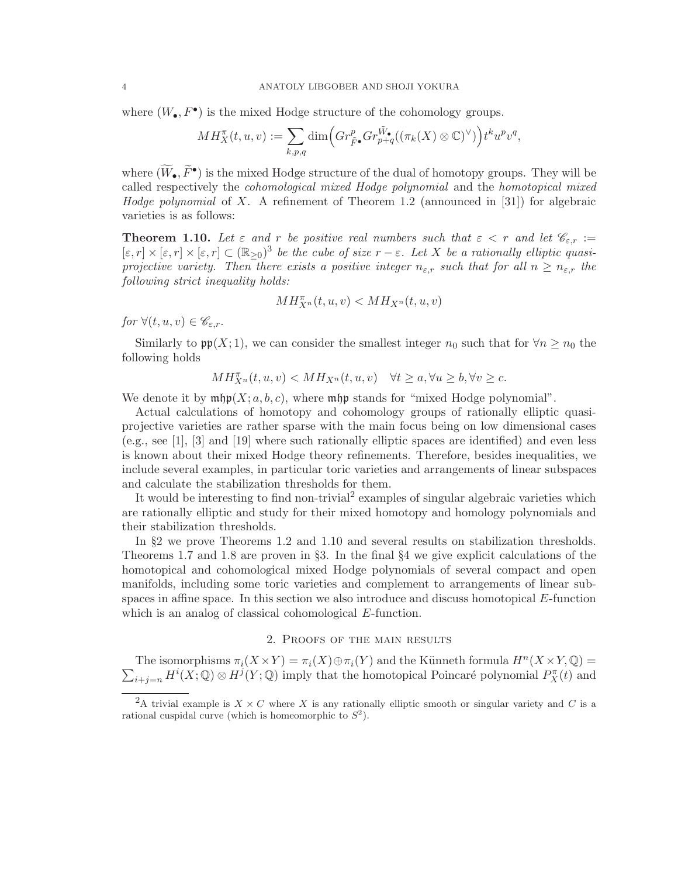where $(W_\bullet, F^\bullet)$ is the mixed Hodge structure of the cohomology groups.

$$MH^\pi_X(t,u,v) := \sum_{k,p,q} \dim\Big(Gr^p_{\tilde{F}^\bullet} Gr^{\tilde{W}_\bullet}_{p+q}((\pi_k(X)\otimes\mathbb{C})^\vee)\Big) t^k u^p v^q,$$

where $(\widetilde{W}_\bullet, \widetilde{F}^\bullet)$ is the mixed Hodge structure of the dual of homotopy groups. They will be called respectively the *cohomological mixed Hodge polynomial* and the *homotopical mixed Hodge polynomial* of $X$. A refinement of Theorem 1.2 (announced in [31]) for algebraic varieties is as follows:

**Theorem 1.10.** *Let $\varepsilon$ and $r$ be positive real numbers such that $\varepsilon < r$ and let $\mathscr{C}_{\varepsilon,r} := [\varepsilon, r]\times[\varepsilon, r]\times[\varepsilon, r] \subset (\mathbb{R}_{\geq 0})^3$ be the cube of size $r-\varepsilon$. Let $X$ be a rationally elliptic quasi-projective variety. Then there exists a positive integer $n_{\varepsilon,r}$ such that for all $n \geq n_{\varepsilon,r}$ the following strict inequality holds:*

$$MH^\pi_{X^n}(t,u,v) < MH_{X^n}(t,u,v)$$

*for $\forall (t,u,v) \in \mathscr{C}_{\varepsilon,r}$.*

Similarly to $\mathfrak{pp}(X;1)$, we can consider the smallest integer $n_0$ such that for $\forall n \geq n_0$ the following holds

$$MH^\pi_{X^n}(t,u,v) < MH_{X^n}(t,u,v) \quad \forall t \geq a, \forall u \geq b, \forall v \geq c.$$

We denote it by $\mathfrak{mhp}(X;a,b,c)$, where $\mathfrak{mhp}$ stands for "mixed Hodge polynomial".

Actual calculations of homotopy and cohomology groups of rationally elliptic quasi-projective varieties are rather sparse with the main focus being on low dimensional cases (e.g., see [1], [3] and [19] where such rationally elliptic spaces are identified) and even less is known about their mixed Hodge theory refinements. Therefore, besides inequalities, we include several examples, in particular toric varieties and arrangements of linear subspaces and calculate the stabilization thresholds for them.

It would be interesting to find non-trivial[2] examples of singular algebraic varieties which are rationally elliptic and study for their mixed homotopy and homology polynomials and their stabilization thresholds.

In §2 we prove Theorems 1.2 and 1.10 and several results on stabilization thresholds. Theorems 1.7 and 1.8 are proven in §3. In the final §4 we give explicit calculations of the homotopical and cohomological mixed Hodge polynomials of several compact and open manifolds, including some toric varieties and complement to arrangements of linear subspaces in affine space. In this section we also introduce and discuss homotopical $E$-function which is an analog of classical cohomological $E$-function.

## 2. Proofs of the main results

The isomorphisms $\pi_i(X\times Y) = \pi_i(X)\oplus\pi_i(Y)$ and the Künneth formula $H^n(X\times Y,\mathbb{Q}) = \sum_{i+j=n} H^i(X;\mathbb{Q})\otimes H^j(Y;\mathbb{Q})$ imply that the homotopical Poincaré polynomial $P^\pi_X(t)$ and

[2] A trivial example is $X \times C$ where $X$ is any rationally elliptic smooth or singular variety and $C$ is a rational cuspidal curve (which is homeomorphic to $S^2$).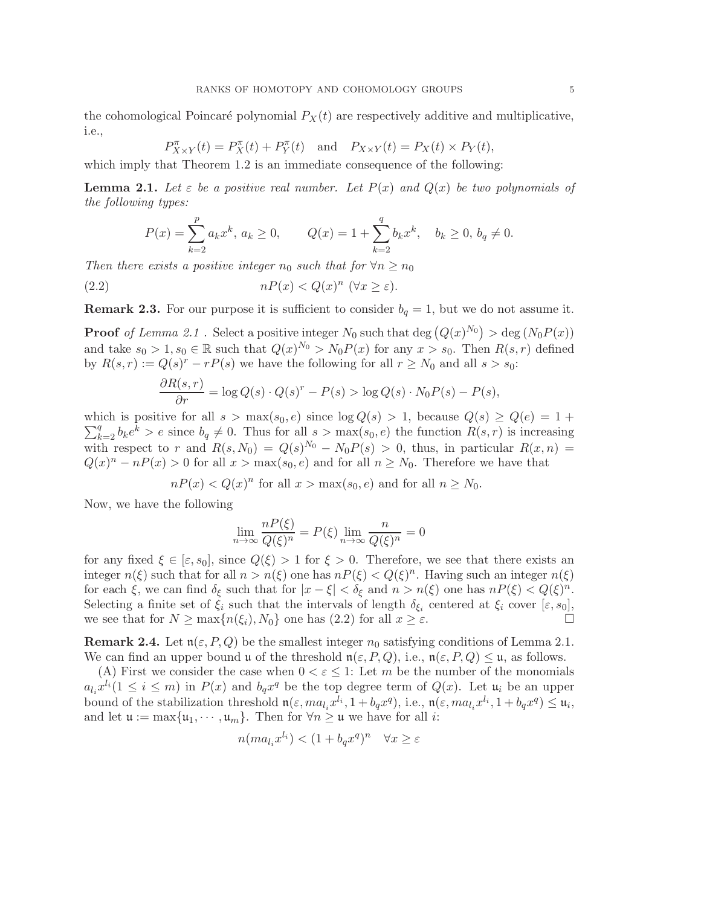the cohomological Poincaré polynomial $P_X(t)$ are respectively additive and multiplicative, i.e.,

$$P^{\pi}_{X\times Y}(t) = P^{\pi}_X(t) + P^{\pi}_Y(t) \quad \text{and} \quad P_{X\times Y}(t) = P_X(t) \times P_Y(t),$$

which imply that Theorem 1.2 is an immediate consequence of the following:

**Lemma 2.1.** *Let $\varepsilon$ be a positive real number. Let $P(x)$ and $Q(x)$ be two polynomials of the following types:*

$$P(x) = \sum_{k=2}^{p} a_k x^k, \; a_k \geq 0, \qquad Q(x) = 1 + \sum_{k=2}^{q} b_k x^k, \quad b_k \geq 0, \, b_q \neq 0.$$

*Then there exists a positive integer $n_0$ such that for $\forall n \geq n_0$*

$$nP(x) < Q(x)^n \;\; (\forall x \geq \varepsilon). \tag{2.2}$$

**Remark 2.3.** For our purpose it is sufficient to consider $b_q = 1$, but we do not assume it.

**Proof** *of Lemma 2.1* . Select a positive integer $N_0$ such that $\deg\left(Q(x)^{N_0}\right) > \deg\left(N_0 P(x)\right)$ and take $s_0 > 1, s_0 \in \mathbb{R}$ such that $Q(x)^{N_0} > N_0 P(x)$ for any $x > s_0$. Then $R(s,r)$ defined by $R(s,r) := Q(s)^r - rP(s)$ we have the following for all $r \geq N_0$ and all $s > s_0$:

$$\frac{\partial R(s,r)}{\partial r} = \log Q(s) \cdot Q(s)^r - P(s) > \log Q(s) \cdot N_0 P(s) - P(s),$$

which is positive for all $s > \max(s_0, e)$ since $\log Q(s) > 1$, because $Q(s) \geq Q(e) = 1 + \sum_{k=2}^{q} b_k e^k > e$ since $b_q \neq 0$. Thus for all $s > \max(s_0, e)$ the function $R(s,r)$ is increasing with respect to $r$ and $R(s, N_0) = Q(s)^{N_0} - N_0 P(s) > 0$, thus, in particular $R(x,n) = Q(x)^n - nP(x) > 0$ for all $x > \max(s_0, e)$ and for all $n \geq N_0$. Therefore we have that

$$nP(x) < Q(x)^n \text{ for all } x > \max(s_0, e) \text{ and for all } n \geq N_0.$$

Now, we have the following

$$\lim_{n\to\infty} \frac{nP(\xi)}{Q(\xi)^n} = P(\xi) \lim_{n\to\infty} \frac{n}{Q(\xi)^n} = 0$$

for any fixed $\xi \in [\varepsilon, s_0]$, since $Q(\xi) > 1$ for $\xi > 0$. Therefore, we see that there exists an integer $n(\xi)$ such that for all $n > n(\xi)$ one has $nP(\xi) < Q(\xi)^n$. Having such an integer $n(\xi)$ for each $\xi$, we can find $\delta_\xi$ such that for $|x - \xi| < \delta_\xi$ and $n > n(\xi)$ one has $nP(\xi) < Q(\xi)^n$. Selecting a finite set of $\xi_i$ such that the intervals of length $\delta_{\xi_i}$ centered at $\xi_i$ cover $[\varepsilon, s_0]$, we see that for $N \geq \max\{n(\xi_i), N_0\}$ one has (2.2) for all $x \geq \varepsilon$. □

**Remark 2.4.** Let $\mathfrak{n}(\varepsilon, P, Q)$ be the smallest integer $n_0$ satisfying conditions of Lemma 2.1. We can find an upper bound $\mathfrak{u}$ of the threshold $\mathfrak{n}(\varepsilon, P, Q)$, i.e., $\mathfrak{n}(\varepsilon, P, Q) \leq \mathfrak{u}$, as follows.

(A) First we consider the case when $0 < \varepsilon \leq 1$: Let $m$ be the number of the monomials $a_{l_i} x^{l_i} (1 \leq i \leq m)$ in $P(x)$ and $b_q x^q$ be the top degree term of $Q(x)$. Let $\mathfrak{u}_i$ be an upper bound of the stabilization threshold $\mathfrak{n}(\varepsilon, m a_{l_i} x^{l_i}, 1 + b_q x^q)$, i.e., $\mathfrak{n}(\varepsilon, m a_{l_i} x^{l_i}, 1 + b_q x^q) \leq \mathfrak{u}_i$, and let $\mathfrak{u} := \max\{\mathfrak{u}_1, \cdots, \mathfrak{u}_m\}$. Then for $\forall n \geq \mathfrak{u}$ we have for all $i$:

$$n(m a_{l_i} x^{l_i}) < (1 + b_q x^q)^n \quad \forall x \geq \varepsilon$$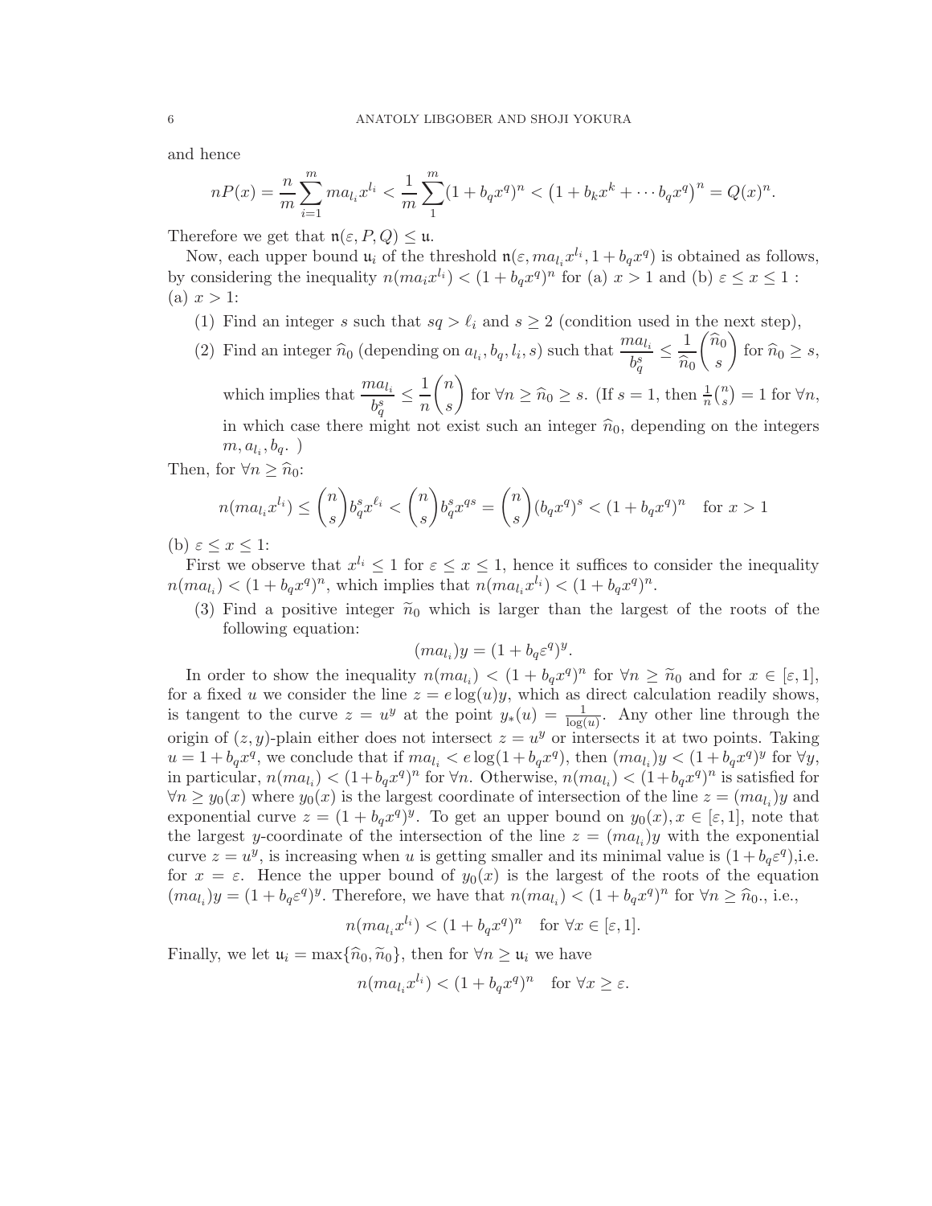and hence

$$nP(x) = \frac{n}{m}\sum_{i=1}^{m} ma_{l_i}x^{l_i} < \frac{1}{m}\sum_{1}^{m}(1+b_qx^q)^n < \left(1+b_kx^k+\cdots b_qx^q\right)^n = Q(x)^n.$$

Therefore we get that $\mathfrak{n}(\varepsilon, P, Q) \leq \mathfrak{u}$.

Now, each upper bound $\mathfrak{u}_i$ of the threshold $\mathfrak{n}(\varepsilon, ma_{l_i}x^{l_i}, 1+b_qx^q)$ is obtained as follows, by considering the inequality $n(ma_ix^{l_i}) < (1+b_qx^q)^n$ for (a) $x > 1$ and (b) $\varepsilon \leq x \leq 1$ :
(a) $x > 1$:

(1) Find an integer $s$ such that $sq > \ell_i$ and $s \geq 2$ (condition used in the next step),

(2) Find an integer $\widehat{n}_0$ (depending on $a_{l_i}, b_q, l_i, s$) such that $\dfrac{ma_{l_i}}{b_q^s} \leq \dfrac{1}{\widehat{n}_0}\dbinom{\widehat{n}_0}{s}$ for $\widehat{n}_0 \geq s$, which implies that $\dfrac{ma_{l_i}}{b_q^s} \leq \dfrac{1}{n}\dbinom{n}{s}$ for $\forall n \geq \widehat{n}_0 \geq s$. (If $s = 1$, then $\frac{1}{n}\binom{n}{s} = 1$ for $\forall n$, in which case there might not exist such an integer $\widehat{n}_0$, depending on the integers $m, a_{l_i}, b_q$. )

Then, for $\forall n \geq \widehat{n}_0$:

$$n(ma_{l_i}x^{l_i}) \leq \binom{n}{s} b_q^s x^{\ell_i} < \binom{n}{s} b_q^s x^{qs} = \binom{n}{s}(b_qx^q)^s < (1+b_qx^q)^n \quad \text{for } x > 1$$

(b) $\varepsilon \leq x \leq 1$:

First we observe that $x^{l_i} \leq 1$ for $\varepsilon \leq x \leq 1$, hence it suffices to consider the inequality $n(ma_{l_i}) < (1+b_qx^q)^n$, which implies that $n(ma_{l_i}x^{l_i}) < (1+b_qx^q)^n$.

(3) Find a positive integer $\widetilde{n}_0$ which is larger than the largest of the roots of the following equation:

$$(ma_{l_i})y = (1+b_q\varepsilon^q)^y.$$

In order to show the inequality $n(ma_{l_i}) < (1+b_qx^q)^n$ for $\forall n \geq \widetilde{n}_0$ and for $x \in [\varepsilon, 1]$, for a fixed $u$ we consider the line $z = e\log(u)y$, which as direct calculation readily shows, is tangent to the curve $z = u^y$ at the point $y_*(u) = \frac{1}{\log(u)}$. Any other line through the origin of $(z, y)$-plain either does not intersect $z = u^y$ or intersects it at two points. Taking $u = 1 + b_qx^q$, we conclude that if $ma_{l_i} < e\log(1+b_qx^q)$, then $(ma_{l_i})y < (1+b_qx^q)^y$ for $\forall y$, in particular, $n(ma_{l_i}) < (1+b_qx^q)^n$ for $\forall n$. Otherwise, $n(ma_{l_i}) < (1+b_qx^q)^n$ is satisfied for $\forall n \geq y_0(x)$ where $y_0(x)$ is the largest coordinate of intersection of the line $z = (ma_{l_i})y$ and exponential curve $z = (1+b_qx^q)^y$. To get an upper bound on $y_0(x), x \in [\varepsilon, 1]$, note that the largest $y$-coordinate of the intersection of the line $z = (ma_{l_i})y$ with the exponential curve $z = u^y$, is increasing when $u$ is getting smaller and its minimal value is $(1+b_q\varepsilon^q)$,i.e. for $x = \varepsilon$. Hence the upper bound of $y_0(x)$ is the largest of the roots of the equation $(ma_{l_i})y = (1+b_q\varepsilon^q)^y$. Therefore, we have that $n(ma_{l_i}) < (1+b_qx^q)^n$ for $\forall n \geq \widehat{n}_0$., i.e.,

$$n(ma_{l_i}x^{l_i}) < (1+b_qx^q)^n \quad \text{for } \forall x \in [\varepsilon, 1].$$

Finally, we let $\mathfrak{u}_i = \max\{\widehat{n}_0, \widetilde{n}_0\}$, then for $\forall n \geq \mathfrak{u}_i$ we have

$$n(ma_{l_i}x^{l_i}) < (1+b_qx^q)^n \quad \text{for } \forall x \geq \varepsilon.$$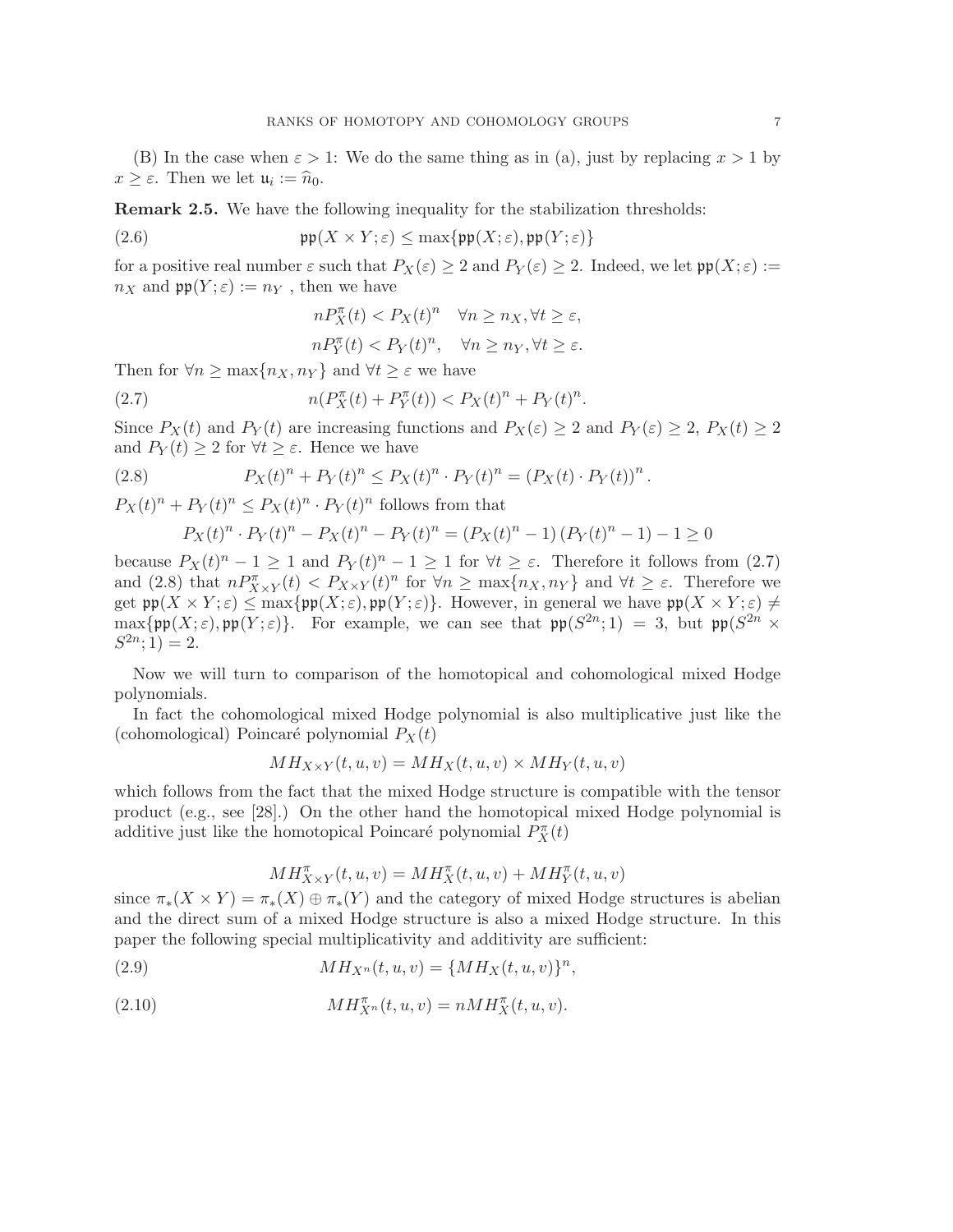(B) In the case when $\varepsilon > 1$: We do the same thing as in (a), just by replacing $x > 1$ by $x \geq \varepsilon$. Then we let $\mathfrak{u}_i := \widehat{n}_0$.

**Remark 2.5.** We have the following inequality for the stabilization thresholds:

$$\mathfrak{pp}(X \times Y; \varepsilon) \leq \max\{\mathfrak{pp}(X; \varepsilon), \mathfrak{pp}(Y; \varepsilon)\} \tag{2.6}$$

for a positive real number $\varepsilon$ such that $P_X(\varepsilon) \geq 2$ and $P_Y(\varepsilon) \geq 2$. Indeed, we let $\mathfrak{pp}(X; \varepsilon) := n_X$ and $\mathfrak{pp}(Y; \varepsilon) := n_Y$ , then we have

$$nP^{\pi}_X(t) < P_X(t)^n \quad \forall n \geq n_X, \forall t \geq \varepsilon,$$

$$nP^{\pi}_Y(t) < P_Y(t)^n, \quad \forall n \geq n_Y, \forall t \geq \varepsilon.$$

Then for $\forall n \geq \max\{n_X, n_Y\}$ and $\forall t \geq \varepsilon$ we have

$$n(P^{\pi}_X(t) + P^{\pi}_Y(t)) < P_X(t)^n + P_Y(t)^n. \tag{2.7}$$

Since $P_X(t)$ and $P_Y(t)$ are increasing functions and $P_X(\varepsilon) \geq 2$ and $P_Y(\varepsilon) \geq 2$, $P_X(t) \geq 2$ and $P_Y(t) \geq 2$ for $\forall t \geq \varepsilon$. Hence we have

$$P_X(t)^n + P_Y(t)^n \leq P_X(t)^n \cdot P_Y(t)^n = (P_X(t) \cdot P_Y(t))^n. \tag{2.8}$$

$P_X(t)^n + P_Y(t)^n \leq P_X(t)^n \cdot P_Y(t)^n$ follows from that

$$P_X(t)^n \cdot P_Y(t)^n - P_X(t)^n - P_Y(t)^n = (P_X(t)^n - 1)(P_Y(t)^n - 1) - 1 \geq 0$$

because $P_X(t)^n - 1 \geq 1$ and $P_Y(t)^n - 1 \geq 1$ for $\forall t \geq \varepsilon$. Therefore it follows from (2.7) and (2.8) that $nP^{\pi}_{X \times Y}(t) < P_{X \times Y}(t)^n$ for $\forall n \geq \max\{n_X, n_Y\}$ and $\forall t \geq \varepsilon$. Therefore we get $\mathfrak{pp}(X \times Y; \varepsilon) \leq \max\{\mathfrak{pp}(X; \varepsilon), \mathfrak{pp}(Y; \varepsilon)\}$. However, in general we have $\mathfrak{pp}(X \times Y; \varepsilon) \neq \max\{\mathfrak{pp}(X; \varepsilon), \mathfrak{pp}(Y; \varepsilon)\}$. For example, we can see that $\mathfrak{pp}(S^{2n}; 1) = 3$, but $\mathfrak{pp}(S^{2n} \times S^{2n}; 1) = 2$.

Now we will turn to comparison of the homotopical and cohomological mixed Hodge polynomials.

In fact the cohomological mixed Hodge polynomial is also multiplicative just like the (cohomological) Poincaré polynomial $P_X(t)$

$$MH_{X \times Y}(t, u, v) = MH_X(t, u, v) \times MH_Y(t, u, v)$$

which follows from the fact that the mixed Hodge structure is compatible with the tensor product (e.g., see [28].) On the other hand the homotopical mixed Hodge polynomial is additive just like the homotopical Poincaré polynomial $P^{\pi}_X(t)$

$$MH^{\pi}_{X \times Y}(t, u, v) = MH^{\pi}_X(t, u, v) + MH^{\pi}_Y(t, u, v)$$

since $\pi_*(X \times Y) = \pi_*(X) \oplus \pi_*(Y)$ and the category of mixed Hodge structures is abelian and the direct sum of a mixed Hodge structure is also a mixed Hodge structure. In this paper the following special multiplicativity and additivity are sufficient:

$$MH_{X^n}(t, u, v) = \{MH_X(t, u, v)\}^n, \tag{2.9}$$

$$MH^{\pi}_{X^n}(t, u, v) = nMH^{\pi}_X(t, u, v). \tag{2.10}$$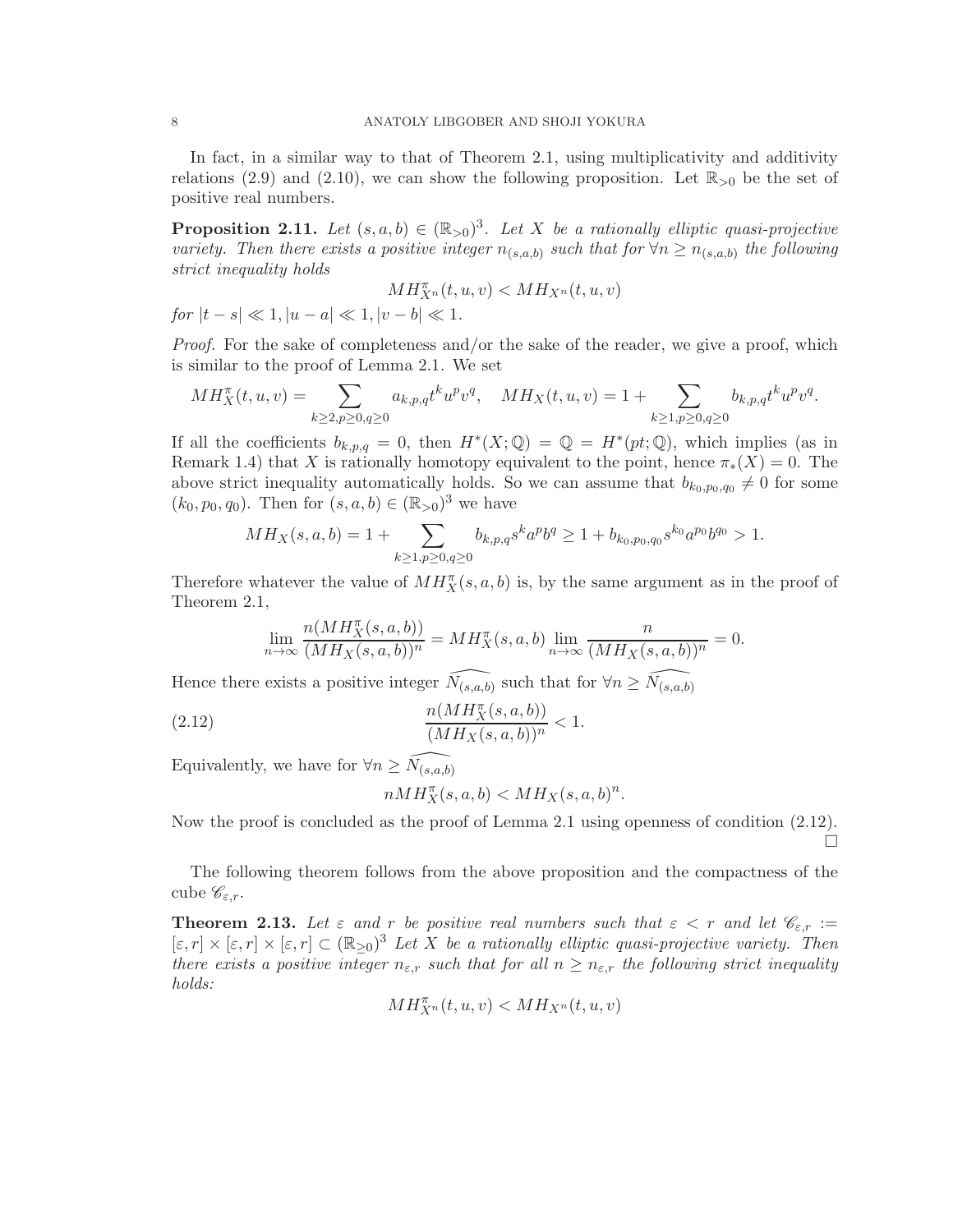In fact, in a similar way to that of Theorem 2.1, using multiplicativity and additivity relations (2.9) and (2.10), we can show the following proposition. Let $\mathbb{R}_{>0}$ be the set of positive real numbers.

**Proposition 2.11.** *Let $(s,a,b) \in (\mathbb{R}_{>0})^3$. Let $X$ be a rationally elliptic quasi-projective variety. Then there exists a positive integer $n_{(s,a,b)}$ such that for $\forall n \geq n_{(s,a,b)}$ the following strict inequality holds*

$$MH^{\pi}_{X^n}(t,u,v) < MH_{X^n}(t,u,v)$$

*for $|t-s| \ll 1, |u-a| \ll 1, |v-b| \ll 1$.*

*Proof.* For the sake of completeness and/or the sake of the reader, we give a proof, which is similar to the proof of Lemma 2.1. We set

$$MH^{\pi}_X(t,u,v) = \sum_{k\geq 2, p\geq 0, q\geq 0} a_{k,p,q} t^k u^p v^q, \quad MH_X(t,u,v) = 1 + \sum_{k\geq 1, p\geq 0, q\geq 0} b_{k,p,q} t^k u^p v^q.$$

If all the coefficients $b_{k,p,q} = 0$, then $H^*(X;\mathbb{Q}) = \mathbb{Q} = H^*(pt;\mathbb{Q})$, which implies (as in Remark 1.4) that $X$ is rationally homotopy equivalent to the point, hence $\pi_*(X) = 0$. The above strict inequality automatically holds. So we can assume that $b_{k_0,p_0,q_0} \neq 0$ for some $(k_0,p_0,q_0)$. Then for $(s,a,b) \in (\mathbb{R}_{>0})^3$ we have

$$MH_X(s,a,b) = 1 + \sum_{k\geq 1, p\geq 0, q\geq 0} b_{k,p,q} s^k a^p b^q \geq 1 + b_{k_0,p_0,q_0} s^{k_0} a^{p_0} b^{q_0} > 1.$$

Therefore whatever the value of $MH^{\pi}_X(s,a,b)$ is, by the same argument as in the proof of Theorem 2.1,

$$\lim_{n\to\infty} \frac{n(MH^{\pi}_X(s,a,b))}{(MH_X(s,a,b))^n} = MH^{\pi}_X(s,a,b) \lim_{n\to\infty} \frac{n}{(MH_X(s,a,b))^n} = 0.$$

Hence there exists a positive integer $\widehat{N_{(s,a,b)}}$ such that for $\forall n \geq \widehat{N_{(s,a,b)}}$

$$\frac{n(MH^{\pi}_X(s,a,b))}{(MH_X(s,a,b))^n} < 1. \tag{2.12}$$

Equivalently, we have for $\forall n \geq \widehat{N_{(s,a,b)}}$

$$nMH^{\pi}_X(s,a,b) < MH_X(s,a,b)^n.$$

Now the proof is concluded as the proof of Lemma 2.1 using openness of condition (2.12). $\square$

The following theorem follows from the above proposition and the compactness of the cube $\mathscr{C}_{\varepsilon,r}$.

**Theorem 2.13.** *Let $\varepsilon$ and $r$ be positive real numbers such that $\varepsilon < r$ and let $\mathscr{C}_{\varepsilon,r} := [\varepsilon,r]\times[\varepsilon,r]\times[\varepsilon,r] \subset (\mathbb{R}_{\geq 0})^3$ Let $X$ be a rationally elliptic quasi-projective variety. Then there exists a positive integer $n_{\varepsilon,r}$ such that for all $n \geq n_{\varepsilon,r}$ the following strict inequality holds:*

$$MH^{\pi}_{X^n}(t,u,v) < MH_{X^n}(t,u,v)$$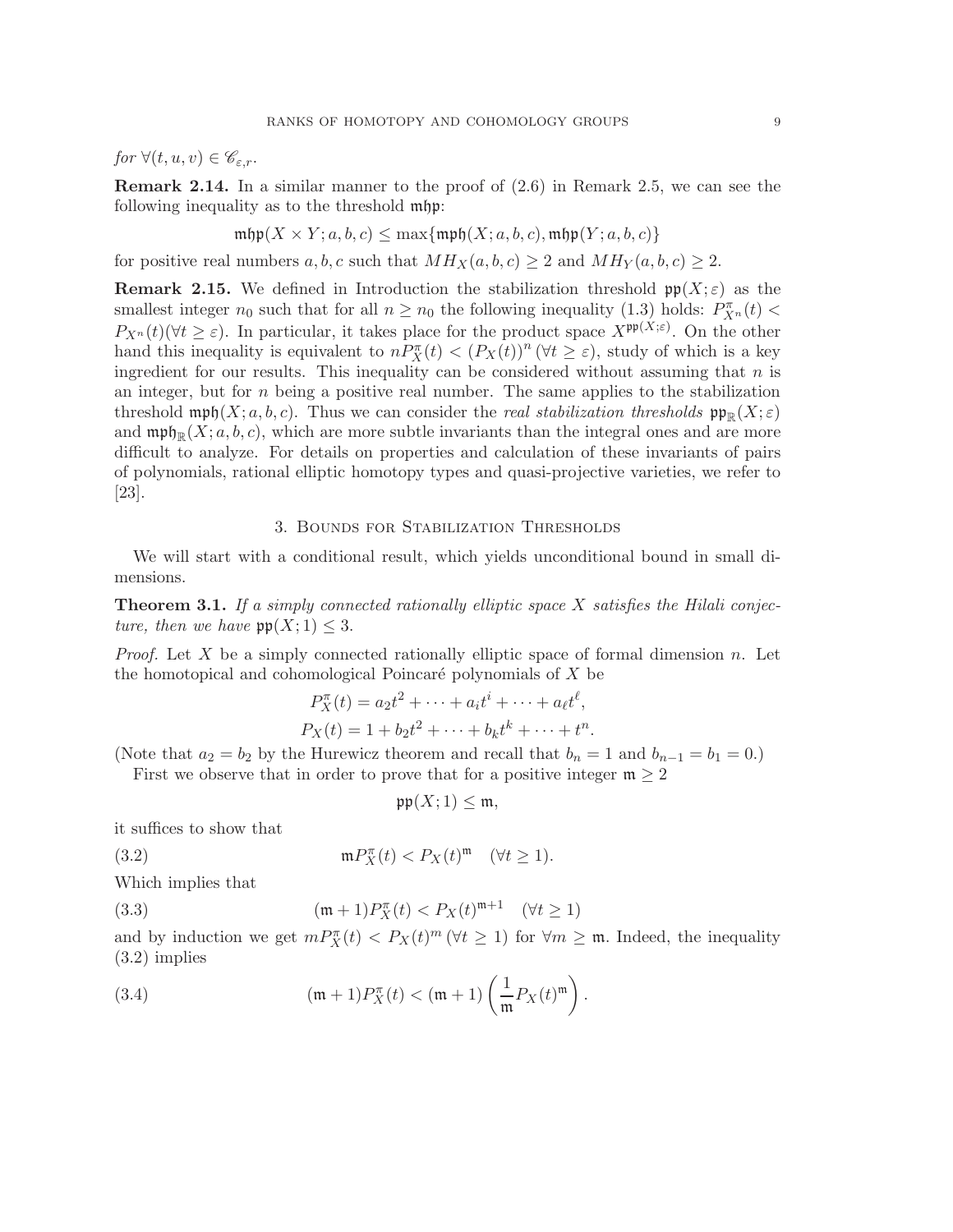*for* $\forall(t, u, v) \in \mathscr{C}_{\varepsilon,r}$.

**Remark 2.14.** In a similar manner to the proof of (2.6) in Remark 2.5, we can see the following inequality as to the threshold $\mathfrak{mhp}$:

$$\mathfrak{mhp}(X \times Y; a, b, c) \leq \max\{\mathfrak{mph}(X; a, b, c), \mathfrak{mhp}(Y; a, b, c)\}$$

for positive real numbers $a, b, c$ such that $MH_X(a, b, c) \geq 2$ and $MH_Y(a, b, c) \geq 2$.

**Remark 2.15.** We defined in Introduction the stabilization threshold $\mathfrak{pp}(X; \varepsilon)$ as the smallest integer $n_0$ such that for all $n \geq n_0$ the following inequality (1.3) holds: $P^{\pi}_{X^n}(t) < P_{X^n}(t)(\forall t \geq \varepsilon)$. In particular, it takes place for the product space $X^{\mathfrak{pp}(X;\varepsilon)}$. On the other hand this inequality is equivalent to $nP^{\pi}_X(t) < (P_X(t))^n\, (\forall t \geq \varepsilon)$, study of which is a key ingredient for our results. This inequality can be considered without assuming that $n$ is an integer, but for $n$ being a positive real number. The same applies to the stabilization threshold $\mathfrak{mph}(X; a, b, c)$. Thus we can consider the *real stabilization thresholds* $\mathfrak{pp}_{\mathbb{R}}(X; \varepsilon)$ and $\mathfrak{mph}_{\mathbb{R}}(X; a, b, c)$, which are more subtle invariants than the integral ones and are more difficult to analyze. For details on properties and calculation of these invariants of pairs of polynomials, rational elliptic homotopy types and quasi-projective varieties, we refer to [23].

## 3. Bounds for Stabilization Thresholds

We will start with a conditional result, which yields unconditional bound in small dimensions.

**Theorem 3.1.** *If a simply connected rationally elliptic space $X$ satisfies the Hilali conjecture, then we have $\mathfrak{pp}(X; 1) \leq 3$.*

*Proof.* Let $X$ be a simply connected rationally elliptic space of formal dimension $n$. Let the homotopical and cohomological Poincaré polynomials of $X$ be

$$P^{\pi}_X(t) = a_2t^2 + \cdots + a_it^i + \cdots + a_\ell t^\ell,$$
$$P_X(t) = 1 + b_2t^2 + \cdots + b_kt^k + \cdots + t^n.$$

(Note that $a_2 = b_2$ by the Hurewicz theorem and recall that $b_n = 1$ and $b_{n-1} = b_1 = 0$.)

First we observe that in order to prove that for a positive integer $\mathfrak{m} \geq 2$

$$\mathfrak{pp}(X; 1) \leq \mathfrak{m},$$

it suffices to show that

$$\mathfrak{m}P^{\pi}_X(t) < P_X(t)^{\mathfrak{m}} \quad (\forall t \geq 1). \tag{3.2}$$

Which implies that

$$(\mathfrak{m} + 1)P^{\pi}_X(t) < P_X(t)^{\mathfrak{m}+1} \quad (\forall t \geq 1) \tag{3.3}$$

and by induction we get $mP^{\pi}_X(t) < P_X(t)^m\, (\forall t \geq 1)$ for $\forall m \geq \mathfrak{m}$. Indeed, the inequality (3.2) implies

$$(\mathfrak{m} + 1)P^{\pi}_X(t) < (\mathfrak{m} + 1)\left(\frac{1}{\mathfrak{m}}P_X(t)^{\mathfrak{m}}\right). \tag{3.4}$$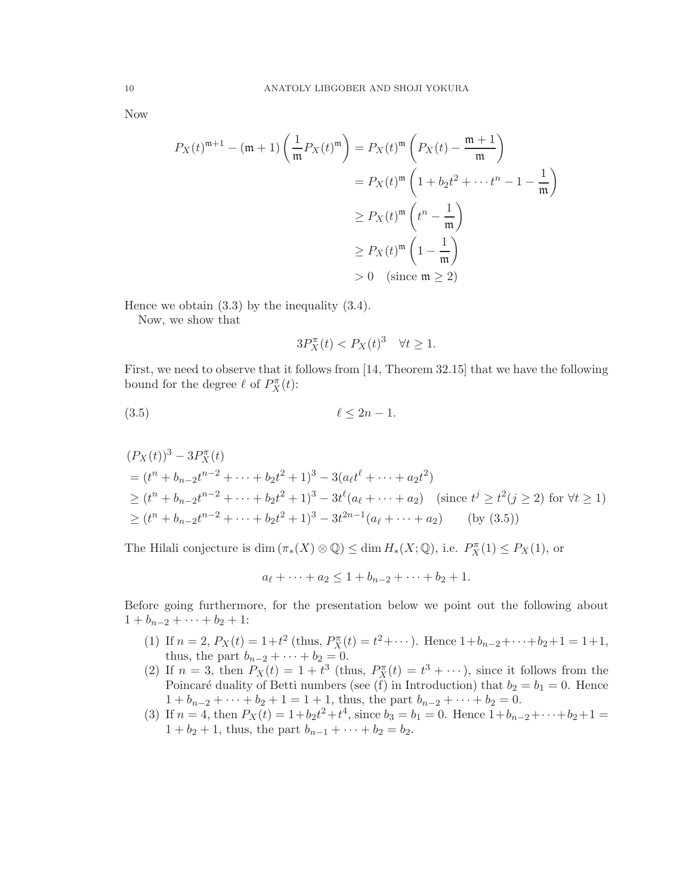Now

$$
\begin{aligned}
P_X(t)^{\mathfrak{m}+1} - (\mathfrak{m}+1)\left(\frac{1}{\mathfrak{m}}P_X(t)^{\mathfrak{m}}\right) &= P_X(t)^{\mathfrak{m}}\left(P_X(t) - \frac{\mathfrak{m}+1}{\mathfrak{m}}\right) \\
&= P_X(t)^{\mathfrak{m}}\left(1 + b_2t^2 + \cdots t^n - 1 - \frac{1}{\mathfrak{m}}\right) \\
&\geq P_X(t)^{\mathfrak{m}}\left(t^n - \frac{1}{\mathfrak{m}}\right) \\
&\geq P_X(t)^{\mathfrak{m}}\left(1 - \frac{1}{\mathfrak{m}}\right) \\
&> 0 \quad (\text{since } \mathfrak{m} \geq 2)
\end{aligned}
$$

Hence we obtain (3.3) by the inequality (3.4).

Now, we show that

$$
3P_X^{\pi}(t) < P_X(t)^3 \quad \forall t \geq 1.
$$

First, we need to observe that it follows from [14, Theorem 32.15] that we have the following bound for the degree $\ell$ of $P_X^{\pi}(t)$:

$$
\ell \leq 2n-1. \tag{3.5}
$$

$$
\begin{aligned}
&(P_X(t))^3 - 3P_X^{\pi}(t) \\
&= (t^n + b_{n-2}t^{n-2} + \cdots + b_2t^2 + 1)^3 - 3(a_\ell t^\ell + \cdots + a_2t^2) \\
&\geq (t^n + b_{n-2}t^{n-2} + \cdots + b_2t^2 + 1)^3 - 3t^\ell(a_\ell + \cdots + a_2) \quad (\text{since } t^j \geq t^2 (j \geq 2) \text{ for } \forall t \geq 1) \\
&\geq (t^n + b_{n-2}t^{n-2} + \cdots + b_2t^2 + 1)^3 - 3t^{2n-1}(a_\ell + \cdots + a_2) \qquad (\text{by } (3.5))
\end{aligned}
$$

The Hilali conjecture is $\dim(\pi_*(X) \otimes \mathbb{Q}) \leq \dim H_*(X;\mathbb{Q})$, i.e. $P_X^{\pi}(1) \leq P_X(1)$, or

$$
a_\ell + \cdots + a_2 \leq 1 + b_{n-2} + \cdots + b_2 + 1.
$$

Before going furthermore, for the presentation below we point out the following about $1 + b_{n-2} + \cdots + b_2 + 1$:

1. If $n = 2$, $P_X(t) = 1 + t^2$ (thus, $P_X^{\pi}(t) = t^2 + \cdots$). Hence $1 + b_{n-2} + \cdots + b_2 + 1 = 1 + 1$, thus, the part $b_{n-2} + \cdots + b_2 = 0$.
2. If $n = 3$, then $P_X(t) = 1 + t^3$ (thus, $P_X^{\pi}(t) = t^3 + \cdots$), since it follows from the Poincaré duality of Betti numbers (see (f) in Introduction) that $b_2 = b_1 = 0$. Hence $1 + b_{n-2} + \cdots + b_2 + 1 = 1 + 1$, thus, the part $b_{n-2} + \cdots + b_2 = 0$.
3. If $n = 4$, then $P_X(t) = 1 + b_2t^2 + t^4$, since $b_3 = b_1 = 0$. Hence $1 + b_{n-2} + \cdots + b_2 + 1 = 1 + b_2 + 1$, thus, the part $b_{n-1} + \cdots + b_2 = b_2$.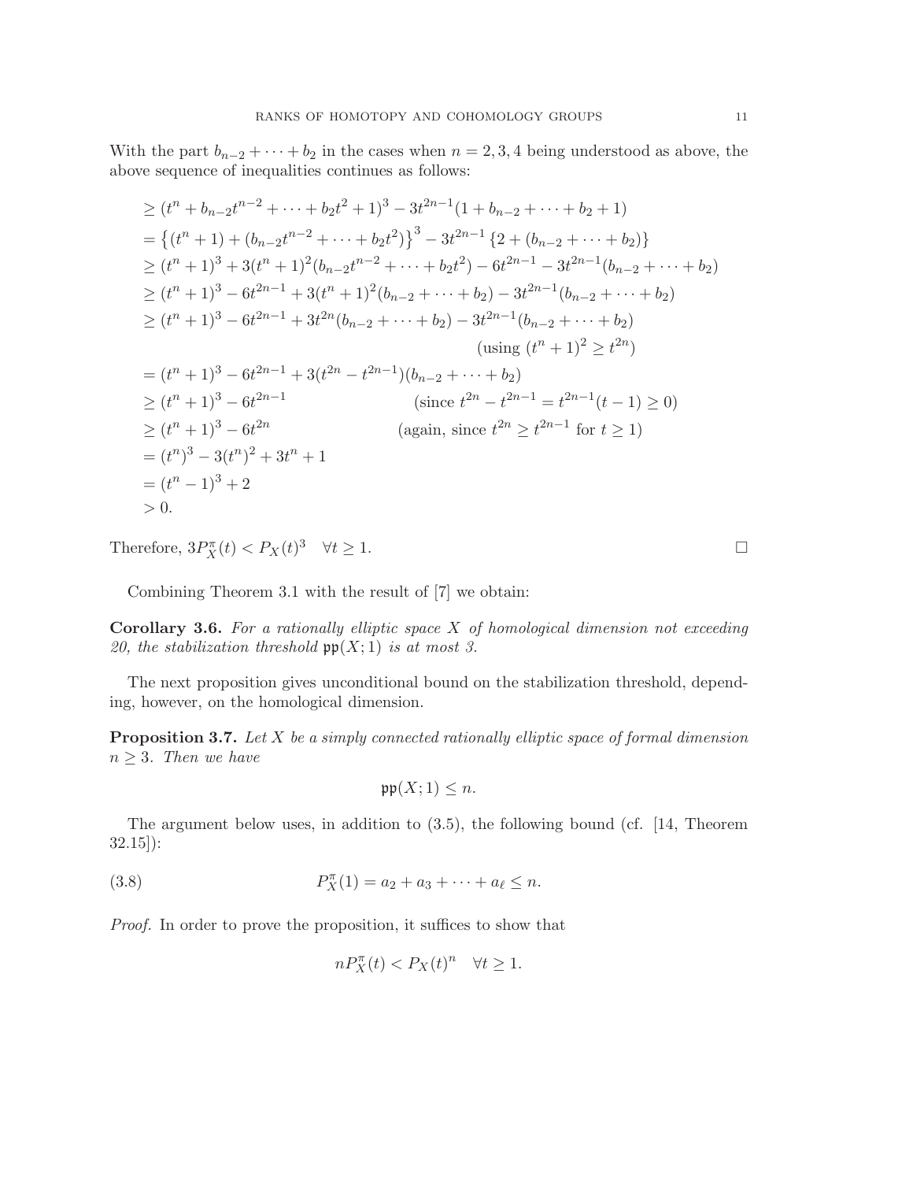With the part $b_{n-2} + \cdots + b_2$ in the cases when $n = 2, 3, 4$ being understood as above, the above sequence of inequalities continues as follows:

$$
\begin{aligned}
&\geq (t^n + b_{n-2}t^{n-2} + \cdots + b_2t^2 + 1)^3 - 3t^{2n-1}(1 + b_{n-2} + \cdots + b_2 + 1) \\
&= \left\{(t^n + 1) + (b_{n-2}t^{n-2} + \cdots + b_2t^2)\right\}^3 - 3t^{2n-1}\left\{2 + (b_{n-2} + \cdots + b_2)\right\} \\
&\geq (t^n + 1)^3 + 3(t^n + 1)^2(b_{n-2}t^{n-2} + \cdots + b_2t^2) - 6t^{2n-1} - 3t^{2n-1}(b_{n-2} + \cdots + b_2) \\
&\geq (t^n + 1)^3 - 6t^{2n-1} + 3(t^n + 1)^2(b_{n-2} + \cdots + b_2) - 3t^{2n-1}(b_{n-2} + \cdots + b_2) \\
&\geq (t^n + 1)^3 - 6t^{2n-1} + 3t^{2n}(b_{n-2} + \cdots + b_2) - 3t^{2n-1}(b_{n-2} + \cdots + b_2) \\
&\qquad\qquad\qquad\qquad\qquad\qquad\qquad\qquad\qquad\qquad \text{(using } (t^n + 1)^2 \geq t^{2n}) \\
&= (t^n + 1)^3 - 6t^{2n-1} + 3(t^{2n} - t^{2n-1})(b_{n-2} + \cdots + b_2) \\
&\geq (t^n + 1)^3 - 6t^{2n-1} \qquad\qquad \text{(since } t^{2n} - t^{2n-1} = t^{2n-1}(t-1) \geq 0) \\
&\geq (t^n + 1)^3 - 6t^{2n} \qquad\qquad \text{(again, since } t^{2n} \geq t^{2n-1} \text{ for } t \geq 1) \\
&= (t^n)^3 - 3(t^n)^2 + 3t^n + 1 \\
&= (t^n - 1)^3 + 2 \\
&> 0.
\end{aligned}
$$

Therefore, $3P_X^\pi(t) < P_X(t)^3 \quad \forall t \geq 1$. $\square$

Combining Theorem 3.1 with the result of [7] we obtain:

**Corollary 3.6.** *For a rationally elliptic space $X$ of homological dimension not exceeding 20, the stabilization threshold $\mathfrak{pp}(X; 1)$ is at most 3.*

The next proposition gives unconditional bound on the stabilization threshold, depending, however, on the homological dimension.

**Proposition 3.7.** *Let $X$ be a simply connected rationally elliptic space of formal dimension $n \geq 3$. Then we have*

$$\mathfrak{pp}(X; 1) \leq n.$$

The argument below uses, in addition to (3.5), the following bound (cf. [14, Theorem 32.15]):

$$P_X^\pi(1) = a_2 + a_3 + \cdots + a_\ell \leq n. \tag{3.8}$$

*Proof.* In order to prove the proposition, it suffices to show that

$$nP_X^\pi(t) < P_X(t)^n \quad \forall t \geq 1.$$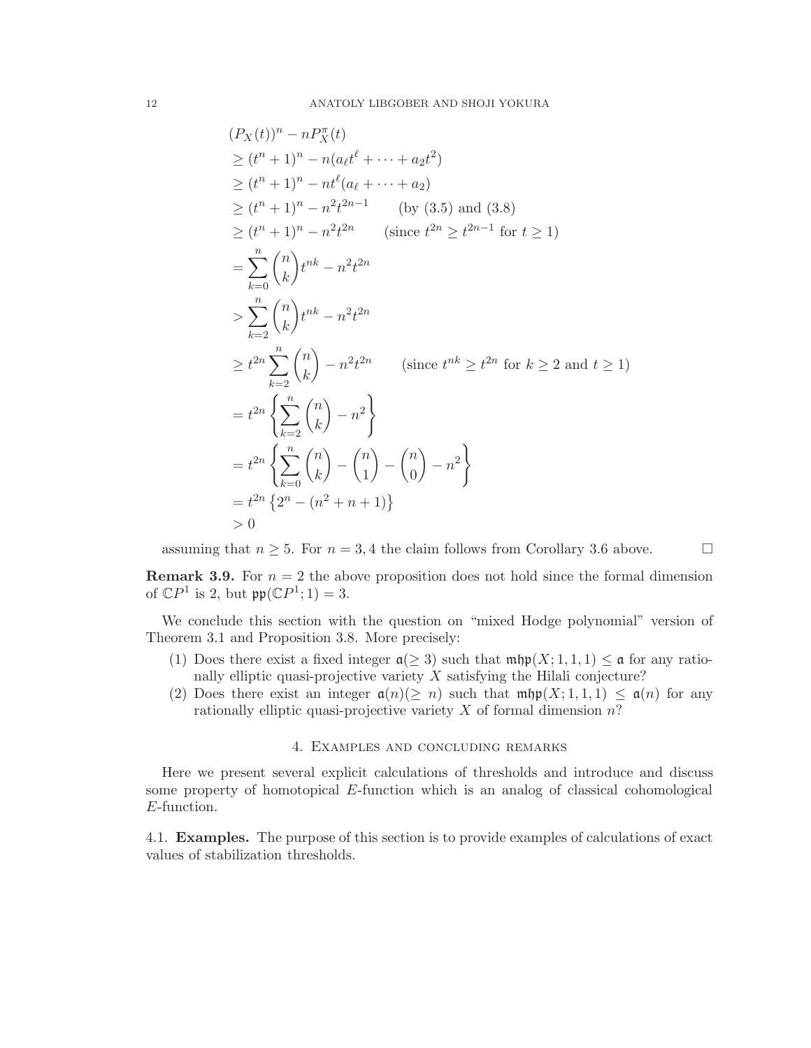$$
\begin{aligned}
&(P_X(t))^n - nP_X^\pi(t) \\
&\geq (t^n+1)^n - n(a_\ell t^\ell + \cdots + a_2 t^2) \\
&\geq (t^n+1)^n - nt^\ell(a_\ell + \cdots + a_2) \\
&\geq (t^n+1)^n - n^2 t^{2n-1} \qquad \text{(by (3.5) and (3.8)} \\
&\geq (t^n+1)^n - n^2 t^{2n} \qquad (\text{since } t^{2n} \geq t^{2n-1} \text{ for } t \geq 1) \\
&= \sum_{k=0}^{n} \binom{n}{k} t^{nk} - n^2 t^{2n} \\
&> \sum_{k=2}^{n} \binom{n}{k} t^{nk} - n^2 t^{2n} \\
&\geq t^{2n} \sum_{k=2}^{n} \binom{n}{k} - n^2 t^{2n} \qquad (\text{since } t^{nk} \geq t^{2n} \text{ for } k \geq 2 \text{ and } t \geq 1) \\
&= t^{2n} \left\{ \sum_{k=2}^{n} \binom{n}{k} - n^2 \right\} \\
&= t^{2n} \left\{ \sum_{k=0}^{n} \binom{n}{k} - \binom{n}{1} - \binom{n}{0} - n^2 \right\} \\
&= t^{2n} \left\{ 2^n - (n^2+n+1) \right\} \\
&> 0
\end{aligned}
$$

assuming that $n \geq 5$. For $n = 3, 4$ the claim follows from Corollary 3.6 above. □

**Remark 3.9.** For $n = 2$ the above proposition does not hold since the formal dimension of $\mathbb{C}P^1$ is 2, but $\mathfrak{pp}(\mathbb{C}P^1; 1) = 3$.

We conclude this section with the question on "mixed Hodge polynomial" version of Theorem 3.1 and Proposition 3.8. More precisely:

1. Does there exist a fixed integer $\mathfrak{a}(\geq 3)$ such that $\mathfrak{mhp}(X; 1, 1, 1) \leq \mathfrak{a}$ for any rationally elliptic quasi-projective variety $X$ satisfying the Hilali conjecture?
2. Does there exist an integer $\mathfrak{a}(n)(\geq n)$ such that $\mathfrak{mhp}(X; 1, 1, 1) \leq \mathfrak{a}(n)$ for any rationally elliptic quasi-projective variety $X$ of formal dimension $n$?

## 4. Examples and concluding remarks

Here we present several explicit calculations of thresholds and introduce and discuss some property of homotopical $E$-function which is an analog of classical cohomological $E$-function.

4.1. **Examples.** The purpose of this section is to provide examples of calculations of exact values of stabilization thresholds.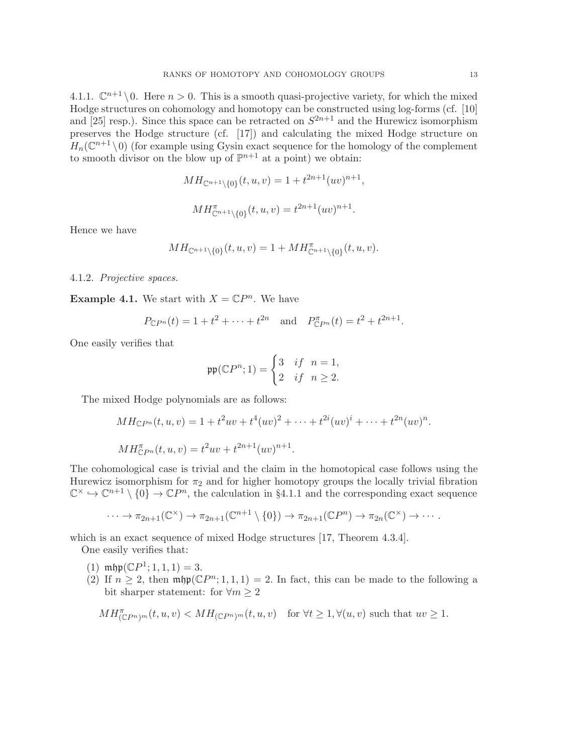4.1.1. $\mathbb{C}^{n+1}\setminus 0$. Here $n > 0$. This is a smooth quasi-projective variety, for which the mixed Hodge structures on cohomology and homotopy can be constructed using log-forms (cf. [10] and [25] resp.). Since this space can be retracted on $S^{2n+1}$ and the Hurewicz isomorphism preserves the Hodge structure (cf. [17]) and calculating the mixed Hodge structure on $H_n(\mathbb{C}^{n+1}\setminus 0)$ (for example using Gysin exact sequence for the homology of the complement to smooth divisor on the blow up of $\mathbb{P}^{n+1}$ at a point) we obtain:

$$MH_{\mathbb{C}^{n+1}\setminus\{0\}}(t,u,v) = 1 + t^{2n+1}(uv)^{n+1},$$

$$MH^{\pi}_{\mathbb{C}^{n+1}\setminus\{0\}}(t,u,v) = t^{2n+1}(uv)^{n+1}.$$

Hence we have

$$MH_{\mathbb{C}^{n+1}\setminus\{0\}}(t,u,v) = 1 + MH^{\pi}_{\mathbb{C}^{n+1}\setminus\{0\}}(t,u,v).$$

4.1.2. *Projective spaces.*

**Example 4.1.** We start with $X = \mathbb{C}P^n$. We have

$$P_{\mathbb{C}P^n}(t) = 1 + t^2 + \cdots + t^{2n} \quad \text{and} \quad P^{\pi}_{\mathbb{C}P^n}(t) = t^2 + t^{2n+1}.$$

One easily verifies that

$$\mathfrak{pp}(\mathbb{C}P^n; 1) = \begin{cases} 3 & if \quad n = 1, \\ 2 & if \quad n \geq 2. \end{cases}$$

The mixed Hodge polynomials are as follows:

$$MH_{\mathbb{C}P^n}(t,u,v) = 1 + t^2uv + t^4(uv)^2 + \cdots + t^{2i}(uv)^i + \cdots + t^{2n}(uv)^n.$$

$$MH^{\pi}_{\mathbb{C}P^n}(t,u,v) = t^2uv + t^{2n+1}(uv)^{n+1}.$$

The cohomological case is trivial and the claim in the homotopical case follows using the Hurewicz isomorphism for $\pi_2$ and for higher homotopy groups the locally trivial fibration $\mathbb{C}^{\times} \hookrightarrow \mathbb{C}^{n+1}\setminus\{0\} \to \mathbb{C}P^n$, the calculation in §4.1.1 and the corresponding exact sequence

$$\cdots \to \pi_{2n+1}(\mathbb{C}^{\times}) \to \pi_{2n+1}(\mathbb{C}^{n+1}\setminus\{0\}) \to \pi_{2n+1}(\mathbb{C}P^n) \to \pi_{2n}(\mathbb{C}^{\times}) \to \cdots.$$

which is an exact sequence of mixed Hodge structures [17, Theorem 4.3.4].

One easily verifies that:

(1) $\mathfrak{mhp}(\mathbb{C}P^1; 1, 1, 1) = 3$.
(2) If $n \geq 2$, then $\mathfrak{mhp}(\mathbb{C}P^n; 1, 1, 1) = 2$. In fact, this can be made to the following a bit sharper statement: for $\forall m \geq 2$

$$MH^{\pi}_{(\mathbb{C}P^n)^m}(t,u,v) < MH_{(\mathbb{C}P^n)^m}(t,u,v) \quad \text{for } \forall t \geq 1, \forall (u,v) \text{ such that } uv \geq 1.$$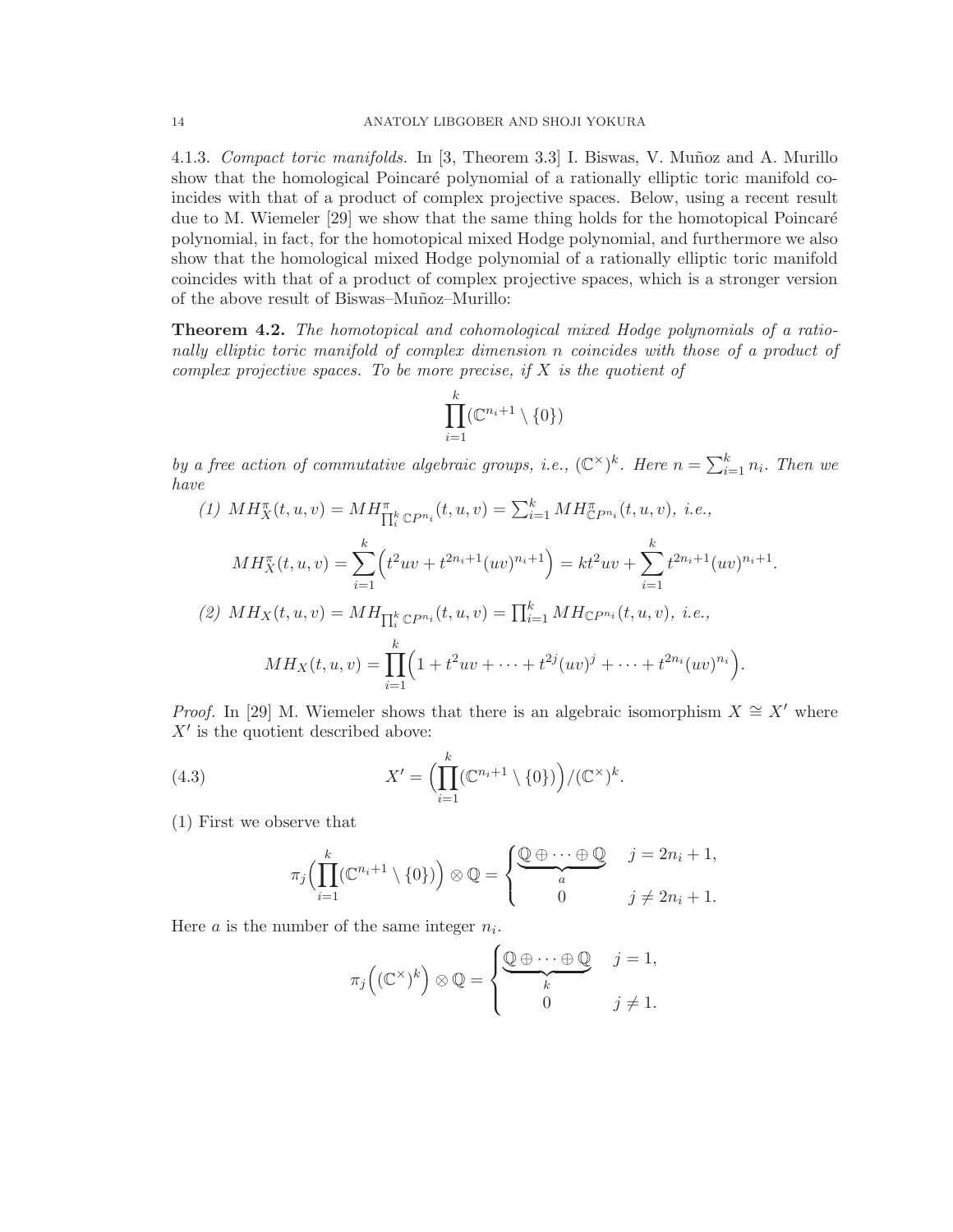4.1.3. *Compact toric manifolds.* In [3, Theorem 3.3] I. Biswas, V. Muñoz and A. Murillo show that the homological Poincaré polynomial of a rationally elliptic toric manifold coincides with that of a product of complex projective spaces. Below, using a recent result due to M. Wiemeler [29] we show that the same thing holds for the homotopical Poincaré polynomial, in fact, for the homotopical mixed Hodge polynomial, and furthermore we also show that the homological mixed Hodge polynomial of a rationally elliptic toric manifold coincides with that of a product of complex projective spaces, which is a stronger version of the above result of Biswas–Muñoz–Murillo:

**Theorem 4.2.** *The homotopical and cohomological mixed Hodge polynomials of a rationally elliptic toric manifold of complex dimension $n$ coincides with those of a product of complex projective spaces. To be more precise, if $X$ is the quotient of*

$$\prod_{i=1}^{k}(\mathbb{C}^{n_i+1}\setminus\{0\})$$

*by a free action of commutative algebraic groups, i.e., $(\mathbb{C}^{\times})^k$. Here $n=\sum_{i=1}^k n_i$. Then we have*

*(1)* $MH^{\pi}_X(t,u,v) = MH^{\pi}_{\prod_i^k \mathbb{C}P^{n_i}}(t,u,v) = \sum_{i=1}^k MH^{\pi}_{\mathbb{C}P^{n_i}}(t,u,v)$*, i.e.,*

$$MH^{\pi}_X(t,u,v) = \sum_{i=1}^{k}\Big(t^2uv + t^{2n_i+1}(uv)^{n_i+1}\Big) = kt^2uv + \sum_{i=1}^{k} t^{2n_i+1}(uv)^{n_i+1}.$$

*(2)* $MH_X(t,u,v) = MH_{\prod_i^k \mathbb{C}P^{n_i}}(t,u,v) = \prod_{i=1}^k MH_{\mathbb{C}P^{n_i}}(t,u,v)$*, i.e.,*

$$MH_X(t,u,v) = \prod_{i=1}^{k}\Big(1 + t^2uv + \cdots + t^{2j}(uv)^j + \cdots + t^{2n_i}(uv)^{n_i}\Big).$$

*Proof.* In [29] M. Wiemeler shows that there is an algebraic isomorphism $X \cong X'$ where $X'$ is the quotient described above:

$$X' = \Big(\prod_{i=1}^{k}(\mathbb{C}^{n_i+1}\setminus\{0\})\Big)/(\mathbb{C}^{\times})^k. \tag{4.3}$$

(1) First we observe that

$$\pi_j\Big(\prod_{i=1}^{k}(\mathbb{C}^{n_i+1}\setminus\{0\})\Big)\otimes\mathbb{Q} = \begin{cases} \underbrace{\mathbb{Q}\oplus\cdots\oplus\mathbb{Q}}_{a} & j = 2n_i+1, \\ 0 & j \neq 2n_i+1. \end{cases}$$

Here $a$ is the number of the same integer $n_i$.

$$\pi_j\Big((\mathbb{C}^{\times})^k\Big)\otimes\mathbb{Q} = \begin{cases} \underbrace{\mathbb{Q}\oplus\cdots\oplus\mathbb{Q}}_{k} & j = 1, \\ 0 & j \neq 1. \end{cases}$$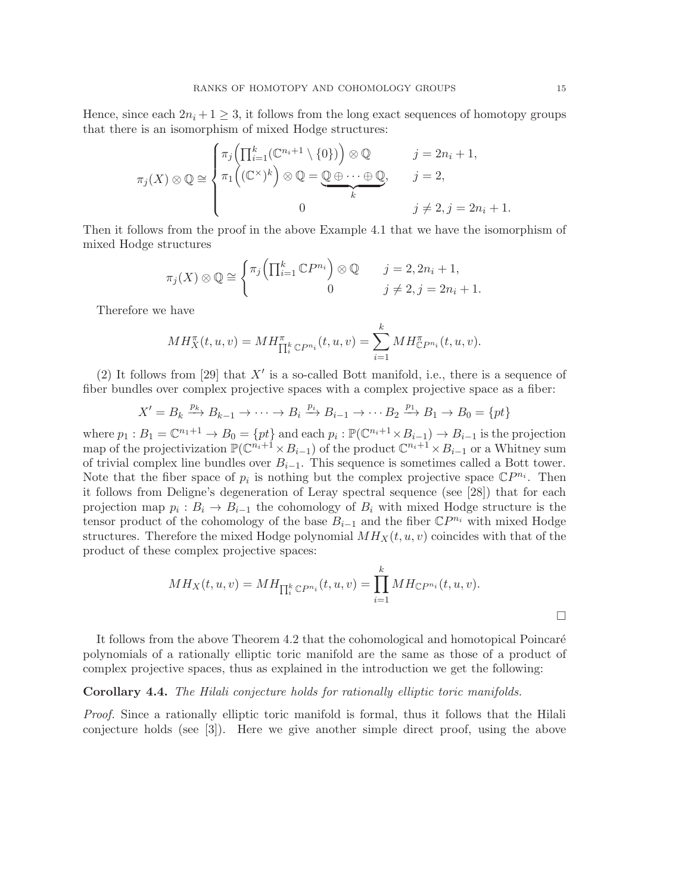Hence, since each $2n_i+1 \geq 3$, it follows from the long exact sequences of homotopy groups that there is an isomorphism of mixed Hodge structures:

$$
\pi_j(X) \otimes \mathbb{Q} \cong \begin{cases} \pi_j\Big(\prod_{i=1}^k (\mathbb{C}^{n_i+1} \setminus \{0\})\Big) \otimes \mathbb{Q} & j = 2n_i+1, \\ \pi_1\Big((\mathbb{C}^\times)^k\Big) \otimes \mathbb{Q} = \underbrace{\mathbb{Q} \oplus \cdots \oplus \mathbb{Q}}_{k}, & j = 2, \\ 0 & j \neq 2, j = 2n_i+1. \end{cases}
$$

Then it follows from the proof in the above Example 4.1 that we have the isomorphism of mixed Hodge structures

$$
\pi_j(X) \otimes \mathbb{Q} \cong \begin{cases} \pi_j\Big(\prod_{i=1}^k \mathbb{C}P^{n_i}\Big) \otimes \mathbb{Q} & j = 2, 2n_i+1, \\ 0 & j \neq 2, j = 2n_i+1. \end{cases}
$$

Therefore we have

$$
MH^\pi_X(t,u,v) = MH^\pi_{\prod_i^k \mathbb{C}P^{n_i}}(t,u,v) = \sum_{i=1}^k MH^\pi_{\mathbb{C}P^{n_i}}(t,u,v).
$$

(2) It follows from [29] that $X'$ is a so-called Bott manifold, i.e., there is a sequence of fiber bundles over complex projective spaces with a complex projective space as a fiber:

$$
X' = B_k \xrightarrow{p_k} B_{k-1} \to \cdots \to B_i \xrightarrow{p_i} B_{i-1} \to \cdots B_2 \xrightarrow{p_1} B_1 \to B_0 = \{pt\}
$$

where $p_1 : B_1 = \mathbb{C}^{n_1+1} \to B_0 = \{pt\}$ and each $p_i : \mathbb{P}(\mathbb{C}^{n_i+1} \times B_{i-1}) \to B_{i-1}$ is the projection map of the projectivization $\mathbb{P}(\mathbb{C}^{n_i+1} \times B_{i-1})$ of the product $\mathbb{C}^{n_i+1} \times B_{i-1}$ or a Whitney sum of trivial complex line bundles over $B_{i-1}$. This sequence is sometimes called a Bott tower. Note that the fiber space of $p_i$ is nothing but the complex projective space $\mathbb{C}P^{n_i}$. Then it follows from Deligne's degeneration of Leray spectral sequence (see [28]) that for each projection map $p_i : B_i \to B_{i-1}$ the cohomology of $B_i$ with mixed Hodge structure is the tensor product of the cohomology of the base $B_{i-1}$ and the fiber $\mathbb{C}P^{n_i}$ with mixed Hodge structures. Therefore the mixed Hodge polynomial $MH_X(t,u,v)$ coincides with that of the product of these complex projective spaces:

$$
MH_X(t,u,v) = MH_{\prod_i^k \mathbb{C}P^{n_i}}(t,u,v) = \prod_{i=1}^k MH_{\mathbb{C}P^{n_i}}(t,u,v).
$$

$\square$

It follows from the above Theorem 4.2 that the cohomological and homotopical Poincaré polynomials of a rationally elliptic toric manifold are the same as those of a product of complex projective spaces, thus as explained in the introduction we get the following:

**Corollary 4.4.** *The Hilali conjecture holds for rationally elliptic toric manifolds.*

*Proof.* Since a rationally elliptic toric manifold is formal, thus it follows that the Hilali conjecture holds (see [3]). Here we give another simple direct proof, using the above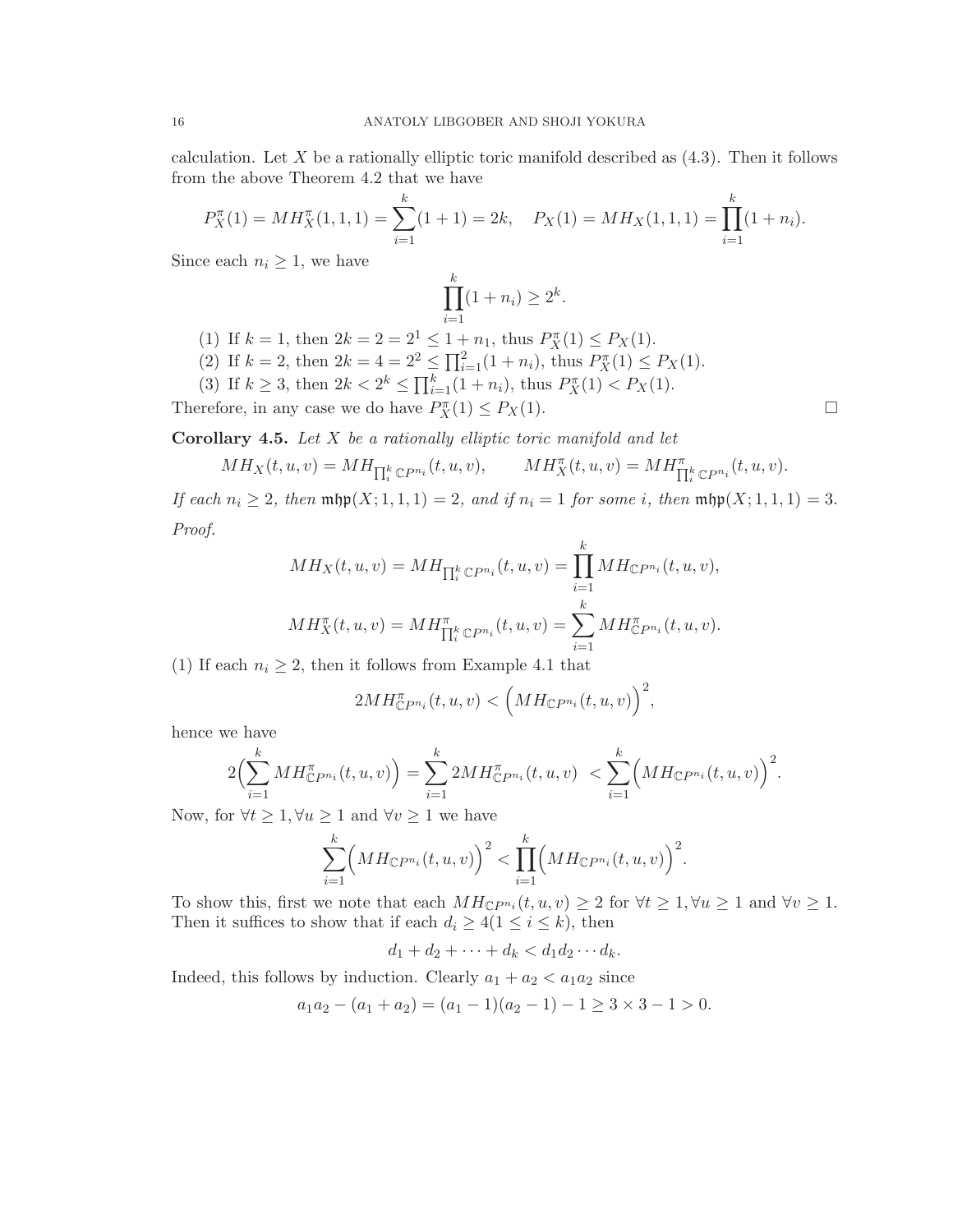calculation. Let $X$ be a rationally elliptic toric manifold described as (4.3). Then it follows from the above Theorem 4.2 that we have

$$P^{\pi}_X(1) = MH^{\pi}_X(1,1,1) = \sum_{i=1}^{k}(1+1) = 2k, \quad P_X(1) = MH_X(1,1,1) = \prod_{i=1}^{k}(1+n_i).$$

Since each $n_i \geq 1$, we have

$$\prod_{i=1}^{k}(1+n_i) \geq 2^k.$$

(1) If $k=1$, then $2k = 2 = 2^1 \leq 1+n_1$, thus $P^{\pi}_X(1) \leq P_X(1)$.

(2) If $k=2$, then $2k = 4 = 2^2 \leq \prod_{i=1}^{2}(1+n_i)$, thus $P^{\pi}_X(1) \leq P_X(1)$.

(3) If $k \geq 3$, then $2k < 2^k \leq \prod_{i=1}^{k}(1+n_i)$, thus $P^{\pi}_X(1) < P_X(1)$.

Therefore, in any case we do have $P^{\pi}_X(1) \leq P_X(1)$. □

**Corollary 4.5.** *Let $X$ be a rationally elliptic toric manifold and let*

$$MH_X(t,u,v) = MH_{\prod_i^k \mathbb{C}P^{n_i}}(t,u,v), \qquad MH^{\pi}_X(t,u,v) = MH^{\pi}_{\prod_i^k \mathbb{C}P^{n_i}}(t,u,v).$$

*If each $n_i \geq 2$, then $\mathfrak{mhp}(X;1,1,1) = 2$, and if $n_i = 1$ for some $i$, then $\mathfrak{mhp}(X;1,1,1) = 3$.*

*Proof.*

$$MH_X(t,u,v) = MH_{\prod_i^k \mathbb{C}P^{n_i}}(t,u,v) = \prod_{i=1}^{k} MH_{\mathbb{C}P^{n_i}}(t,u,v),$$

$$MH^{\pi}_X(t,u,v) = MH^{\pi}_{\prod_i^k \mathbb{C}P^{n_i}}(t,u,v) = \sum_{i=1}^{k} MH^{\pi}_{\mathbb{C}P^{n_i}}(t,u,v).$$

(1) If each $n_i \geq 2$, then it follows from Example 4.1 that

$$2MH^{\pi}_{\mathbb{C}P^{n_i}}(t,u,v) < \Big(MH_{\mathbb{C}P^{n_i}}(t,u,v)\Big)^2,$$

hence we have

$$2\Big(\sum_{i=1}^{k} MH^{\pi}_{\mathbb{C}P^{n_i}}(t,u,v)\Big) = \sum_{i=1}^{k} 2MH^{\pi}_{\mathbb{C}P^{n_i}}(t,u,v) \;< \sum_{i=1}^{k}\Big(MH_{\mathbb{C}P^{n_i}}(t,u,v)\Big)^2.$$

Now, for $\forall t \geq 1, \forall u \geq 1$ and $\forall v \geq 1$ we have

$$\sum_{i=1}^{k}\Big(MH_{\mathbb{C}P^{n_i}}(t,u,v)\Big)^2 < \prod_{i=1}^{k}\Big(MH_{\mathbb{C}P^{n_i}}(t,u,v)\Big)^2.$$

To show this, first we note that each $MH_{\mathbb{C}P^{n_i}}(t,u,v) \geq 2$ for $\forall t \geq 1, \forall u \geq 1$ and $\forall v \geq 1$. Then it suffices to show that if each $d_i \geq 4 (1 \leq i \leq k)$, then

$$d_1 + d_2 + \cdots + d_k < d_1 d_2 \cdots d_k.$$

Indeed, this follows by induction. Clearly $a_1 + a_2 < a_1 a_2$ since

$$a_1 a_2 - (a_1 + a_2) = (a_1 - 1)(a_2 - 1) - 1 \geq 3 \times 3 - 1 > 0.$$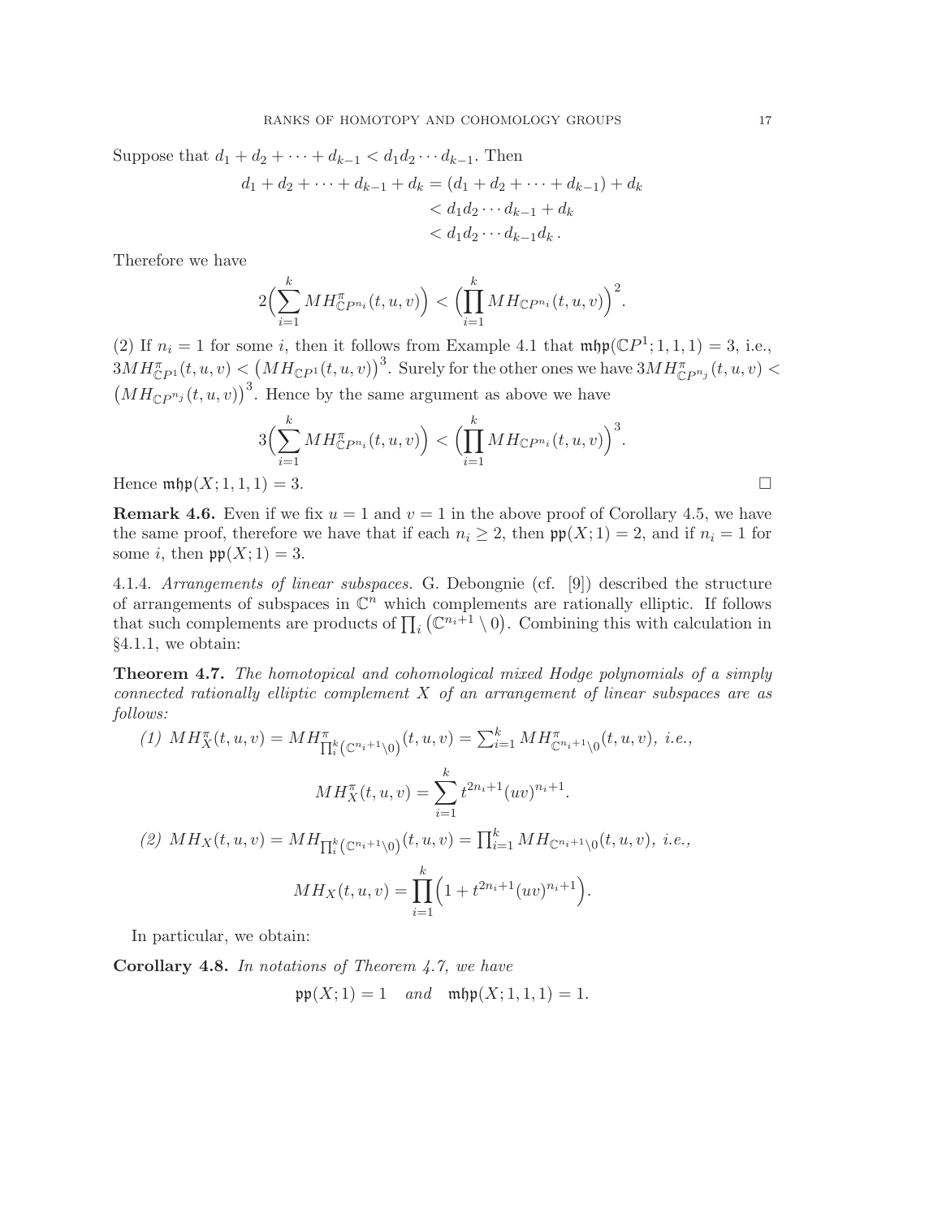Suppose that $d_1 + d_2 + \cdots + d_{k-1} < d_1 d_2 \cdots d_{k-1}$. Then

$$\begin{aligned} d_1 + d_2 + \cdots + d_{k-1} + d_k &= (d_1 + d_2 + \cdots + d_{k-1}) + d_k \\ &< d_1 d_2 \cdots d_{k-1} + d_k \\ &< d_1 d_2 \cdots d_{k-1} d_k . \end{aligned}$$

Therefore we have

$$2\Big(\sum_{i=1}^{k} MH^{\pi}_{\mathbb{C}P^{n_i}}(t,u,v)\Big) < \Big(\prod_{i=1}^{k} MH_{\mathbb{C}P^{n_i}}(t,u,v)\Big)^2.$$

(2) If $n_i = 1$ for some $i$, then it follows from Example 4.1 that $\mathfrak{mhp}(\mathbb{C}P^1; 1, 1, 1) = 3$, i.e., $3MH^{\pi}_{\mathbb{C}P^1}(t,u,v) < \big(MH_{\mathbb{C}P^1}(t,u,v)\big)^3$. Surely for the other ones we have $3MH^{\pi}_{\mathbb{C}P^{n_j}}(t,u,v) < \big(MH_{\mathbb{C}P^{n_j}}(t,u,v)\big)^3$. Hence by the same argument as above we have

$$3\Big(\sum_{i=1}^{k} MH^{\pi}_{\mathbb{C}P^{n_i}}(t,u,v)\Big) < \Big(\prod_{i=1}^{k} MH_{\mathbb{C}P^{n_i}}(t,u,v)\Big)^3.$$

Hence $\mathfrak{mhp}(X; 1, 1, 1) = 3$. □

**Remark 4.6.** Even if we fix $u = 1$ and $v = 1$ in the above proof of Corollary 4.5, we have the same proof, therefore we have that if each $n_i \geq 2$, then $\mathfrak{pp}(X; 1) = 2$, and if $n_i = 1$ for some $i$, then $\mathfrak{pp}(X; 1) = 3$.

4.1.4. *Arrangements of linear subspaces.* G. Debongnie (cf. [9]) described the structure of arrangements of subspaces in $\mathbb{C}^n$ which complements are rationally elliptic. If follows that such complements are products of $\prod_i \big(\mathbb{C}^{n_i+1} \setminus 0\big)$. Combining this with calculation in §4.1.1, we obtain:

**Theorem 4.7.** *The homotopical and cohomological mixed Hodge polynomials of a simply connected rationally elliptic complement $X$ of an arrangement of linear subspaces are as follows:*

*(1)* $MH^{\pi}_X(t,u,v) = MH^{\pi}_{\prod_i^k (\mathbb{C}^{n_i+1}\setminus 0)}(t,u,v) = \sum_{i=1}^{k} MH^{\pi}_{\mathbb{C}^{n_i+1}\setminus 0}(t,u,v)$*, i.e.,*

$$MH^{\pi}_X(t,u,v) = \sum_{i=1}^{k} t^{2n_i+1}(uv)^{n_i+1}.$$

*(2)* $MH_X(t,u,v) = MH_{\prod_i^k (\mathbb{C}^{n_i+1}\setminus 0)}(t,u,v) = \prod_{i=1}^{k} MH_{\mathbb{C}^{n_i+1}\setminus 0}(t,u,v)$*, i.e.,*

$$MH_X(t,u,v) = \prod_{i=1}^{k} \Big(1 + t^{2n_i+1}(uv)^{n_i+1}\Big).$$

In particular, we obtain:

**Corollary 4.8.** *In notations of Theorem 4.7, we have*

$$\mathfrak{pp}(X; 1) = 1 \quad \textit{and} \quad \mathfrak{mhp}(X; 1, 1, 1) = 1.$$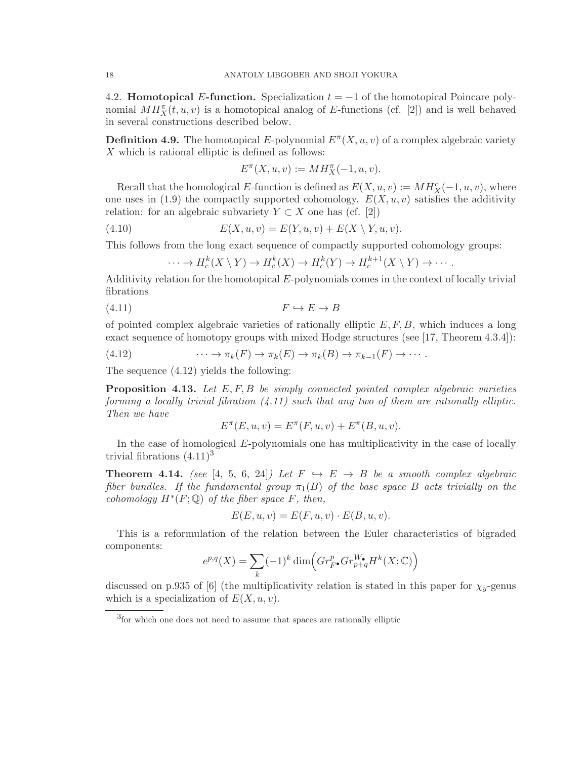4.2. **Homotopical $E$-function.** Specialization $t = -1$ of the homotopical Poincare polynomial $MH^{\pi}_X(t, u, v)$ is a homotopical analog of $E$-functions (cf. [2]) and is well behaved in several constructions described below.

**Definition 4.9.** The homotopical $E$-polynomial $E^{\pi}(X, u, v)$ of a complex algebraic variety $X$ which is rational elliptic is defined as follows:

$$E^{\pi}(X, u, v) := MH^{\pi}_X(-1, u, v).$$

Recall that the homological $E$-function is defined as $E(X, u, v) := MH^c_X(-1, u, v)$, where one uses in (1.9) the compactly supported cohomology. $E(X, u, v)$ satisfies the additivity relation: for an algebraic subvariety $Y \subset X$ one has (cf. [2])

$$E(X, u, v) = E(Y, u, v) + E(X \setminus Y, u, v). \tag{4.10}$$

This follows from the long exact sequence of compactly supported cohomology groups:

$$\cdots \to H^k_c(X \setminus Y) \to H^k_c(X) \to H^k_c(Y) \to H^{k+1}_c(X \setminus Y) \to \cdots .$$

Additivity relation for the homotopical $E$-polynomials comes in the context of locally trivial fibrations

$$F \hookrightarrow E \to B \tag{4.11}$$

of pointed complex algebraic varieties of rationally elliptic $E, F, B$, which induces a long exact sequence of homotopy groups with mixed Hodge structures (see [17, Theorem 4.3.4]):

$$\cdots \to \pi_k(F) \to \pi_k(E) \to \pi_k(B) \to \pi_{k-1}(F) \to \cdots . \tag{4.12}$$

The sequence (4.12) yields the following:

**Proposition 4.13.** *Let $E, F, B$ be simply connected pointed complex algebraic varieties forming a locally trivial fibration (4.11) such that any two of them are rationally elliptic. Then we have*

$$E^{\pi}(E, u, v) = E^{\pi}(F, u, v) + E^{\pi}(B, u, v).$$

In the case of homological $E$-polynomials one has multiplicativity in the case of locally trivial fibrations (4.11)[3]

**Theorem 4.14.** *(see [4, 5, 6, 24]) Let $F \hookrightarrow E \to B$ be a smooth complex algebraic fiber bundles. If the fundamental group $\pi_1(B)$ of the base space $B$ acts trivially on the cohomology $H^*(F; \mathbb{Q})$ of the fiber space $F$, then,*

$$E(E, u, v) = E(F, u, v) \cdot E(B, u, v).$$

This is a reformulation of the relation between the Euler characteristics of bigraded components:

$$e^{p,q}(X) = \sum_k (-1)^k \dim\Big(Gr^p_{F^{\bullet}} Gr^{W_{\bullet}}_{p+q} H^k(X; \mathbb{C})\Big)$$

discussed on p.935 of [6] (the multiplicativity relation is stated in this paper for $\chi_y$-genus which is a specialization of $E(X, u, v)$.

[3] for which one does not need to assume that spaces are rationally elliptic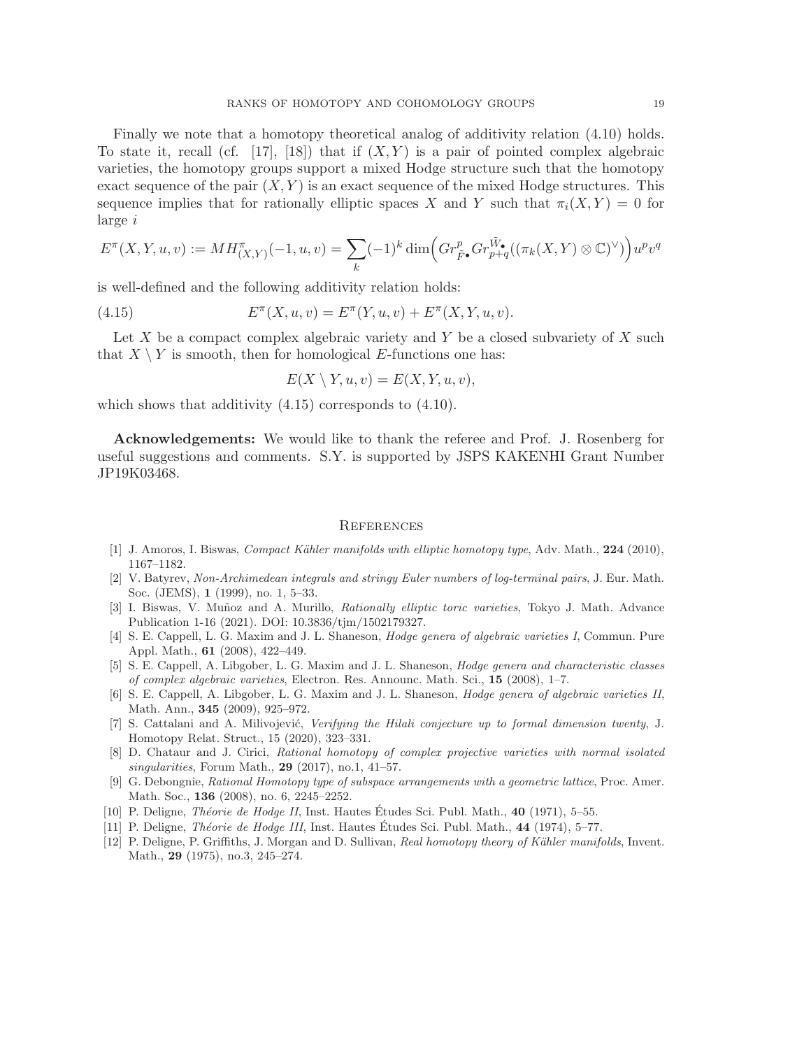Finally we note that a homotopy theoretical analog of additivity relation (4.10) holds. To state it, recall (cf. [17], [18]) that if $(X, Y)$ is a pair of pointed complex algebraic varieties, the homotopy groups support a mixed Hodge structure such that the homotopy exact sequence of the pair $(X, Y)$ is an exact sequence of the mixed Hodge structures. This sequence implies that for rationally elliptic spaces $X$ and $Y$ such that $\pi_i(X, Y) = 0$ for large $i$

$$E^{\pi}(X, Y, u, v) := MH^{\pi}_{(X,Y)}(-1, u, v) = \sum_k (-1)^k \dim\Big( Gr^p_{\tilde{F}^\bullet} Gr^{\tilde{W}_\bullet}_{p+q}((\pi_k(X, Y) \otimes \mathbb{C})^\vee)\Big) u^p v^q$$

is well-defined and the following additivity relation holds:

$$E^{\pi}(X, u, v) = E^{\pi}(Y, u, v) + E^{\pi}(X, Y, u, v). \tag{4.15}$$

Let $X$ be a compact complex algebraic variety and $Y$ be a closed subvariety of $X$ such that $X \setminus Y$ is smooth, then for homological $E$-functions one has:

$$E(X \setminus Y, u, v) = E(X, Y, u, v),$$

which shows that additivity (4.15) corresponds to (4.10).

**Acknowledgements:** We would like to thank the referee and Prof. J. Rosenberg for useful suggestions and comments. S.Y. is supported by JSPS KAKENHI Grant Number JP19K03468.

## References

[1] J. Amoros, I. Biswas, *Compact Kähler manifolds with elliptic homotopy type*, Adv. Math., **224** (2010), 1167–1182.

[2] V. Batyrev, *Non-Archimedean integrals and stringy Euler numbers of log-terminal pairs*, J. Eur. Math. Soc. (JEMS), **1** (1999), no. 1, 5–33.

[3] I. Biswas, V. Muñoz and A. Murillo, *Rationally elliptic toric varieties*, Tokyo J. Math. Advance Publication 1-16 (2021). DOI: 10.3836/tjm/1502179327.

[4] S. E. Cappell, L. G. Maxim and J. L. Shaneson, *Hodge genera of algebraic varieties I*, Commun. Pure Appl. Math., **61** (2008), 422–449.

[5] S. E. Cappell, A. Libgober, L. G. Maxim and J. L. Shaneson, *Hodge genera and characteristic classes of complex algebraic varieties*, Electron. Res. Announc. Math. Sci., **15** (2008), 1–7.

[6] S. E. Cappell, A. Libgober, L. G. Maxim and J. L. Shaneson, *Hodge genera of algebraic varieties II*, Math. Ann., **345** (2009), 925–972.

[7] S. Cattalani and A. Milivojević, *Verifying the Hilali conjecture up to formal dimension twenty*, J. Homotopy Relat. Struct., 15 (2020), 323–331.

[8] D. Chataur and J. Cirici, *Rational homotopy of complex projective varieties with normal isolated singularities*, Forum Math., **29** (2017), no.1, 41–57.

[9] G. Debongnie, *Rational Homotopy type of subspace arrangements with a geometric lattice*, Proc. Amer. Math. Soc., **136** (2008), no. 6, 2245–2252.

[10] P. Deligne, *Théorie de Hodge II*, Inst. Hautes Études Sci. Publ. Math., **40** (1971), 5–55.

[11] P. Deligne, *Théorie de Hodge III*, Inst. Hautes Études Sci. Publ. Math., **44** (1974), 5–77.

[12] P. Deligne, P. Griffiths, J. Morgan and D. Sullivan, *Real homotopy theory of Kähler manifolds*, Invent. Math., **29** (1975), no.3, 245–274.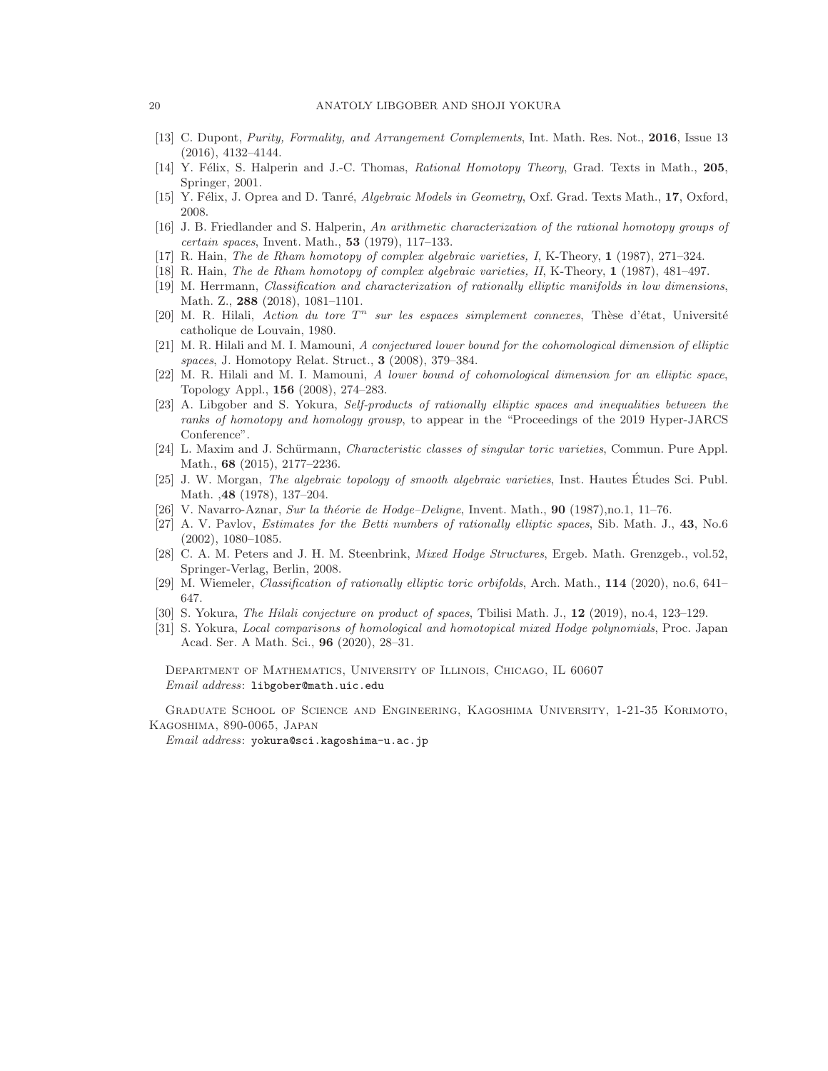[13] C. Dupont, *Purity, Formality, and Arrangement Complements*, Int. Math. Res. Not., **2016**, Issue 13 (2016), 4132–4144.

[14] Y. Félix, S. Halperin and J.-C. Thomas, *Rational Homotopy Theory*, Grad. Texts in Math., **205**, Springer, 2001.

[15] Y. Félix, J. Oprea and D. Tanré, *Algebraic Models in Geometry*, Oxf. Grad. Texts Math., **17**, Oxford, 2008.

[16] J. B. Friedlander and S. Halperin, *An arithmetic characterization of the rational homotopy groups of certain spaces*, Invent. Math., **53** (1979), 117–133.

[17] R. Hain, *The de Rham homotopy of complex algebraic varieties, I*, K-Theory, **1** (1987), 271–324.

[18] R. Hain, *The de Rham homotopy of complex algebraic varieties, II*, K-Theory, **1** (1987), 481–497.

[19] M. Herrmann, *Classification and characterization of rationally elliptic manifolds in low dimensions*, Math. Z., **288** (2018), 1081–1101.

[20] M. R. Hilali, *Action du tore $T^n$ sur les espaces simplement connexes*, Thèse d'état, Université catholique de Louvain, 1980.

[21] M. R. Hilali and M. I. Mamouni, *A conjectured lower bound for the cohomological dimension of elliptic spaces*, J. Homotopy Relat. Struct., **3** (2008), 379–384.

[22] M. R. Hilali and M. I. Mamouni, *A lower bound of cohomological dimension for an elliptic space*, Topology Appl., **156** (2008), 274–283.

[23] A. Libgober and S. Yokura, *Self-products of rationally elliptic spaces and inequalities between the ranks of homotopy and homology grousp*, to appear in the "Proceedings of the 2019 Hyper-JARCS Conference".

[24] L. Maxim and J. Schürmann, *Characteristic classes of singular toric varieties*, Commun. Pure Appl. Math., **68** (2015), 2177–2236.

[25] J. W. Morgan, *The algebraic topology of smooth algebraic varieties*, Inst. Hautes Études Sci. Publ. Math. ,**48** (1978), 137–204.

[26] V. Navarro-Aznar, *Sur la théorie de Hodge–Deligne*, Invent. Math., **90** (1987),no.1, 11–76.

[27] A. V. Pavlov, *Estimates for the Betti numbers of rationally elliptic spaces*, Sib. Math. J., **43**, No.6 (2002), 1080–1085.

[28] C. A. M. Peters and J. H. M. Steenbrink, *Mixed Hodge Structures*, Ergeb. Math. Grenzgeb., vol.52, Springer-Verlag, Berlin, 2008.

[29] M. Wiemeler, *Classification of rationally elliptic toric orbifolds*, Arch. Math., **114** (2020), no.6, 641–647.

[30] S. Yokura, *The Hilali conjecture on product of spaces*, Tbilisi Math. J., **12** (2019), no.4, 123–129.

[31] S. Yokura, *Local comparisons of homological and homotopical mixed Hodge polynomials*, Proc. Japan Acad. Ser. A Math. Sci., **96** (2020), 28–31.

Department of Mathematics, University of Illinois, Chicago, IL 60607
*Email address*: `libgober@math.uic.edu`

Graduate School of Science and Engineering, Kagoshima University, 1-21-35 Korimoto, Kagoshima, 890-0065, Japan
*Email address*: `yokura@sci.kagoshima-u.ac.jp`